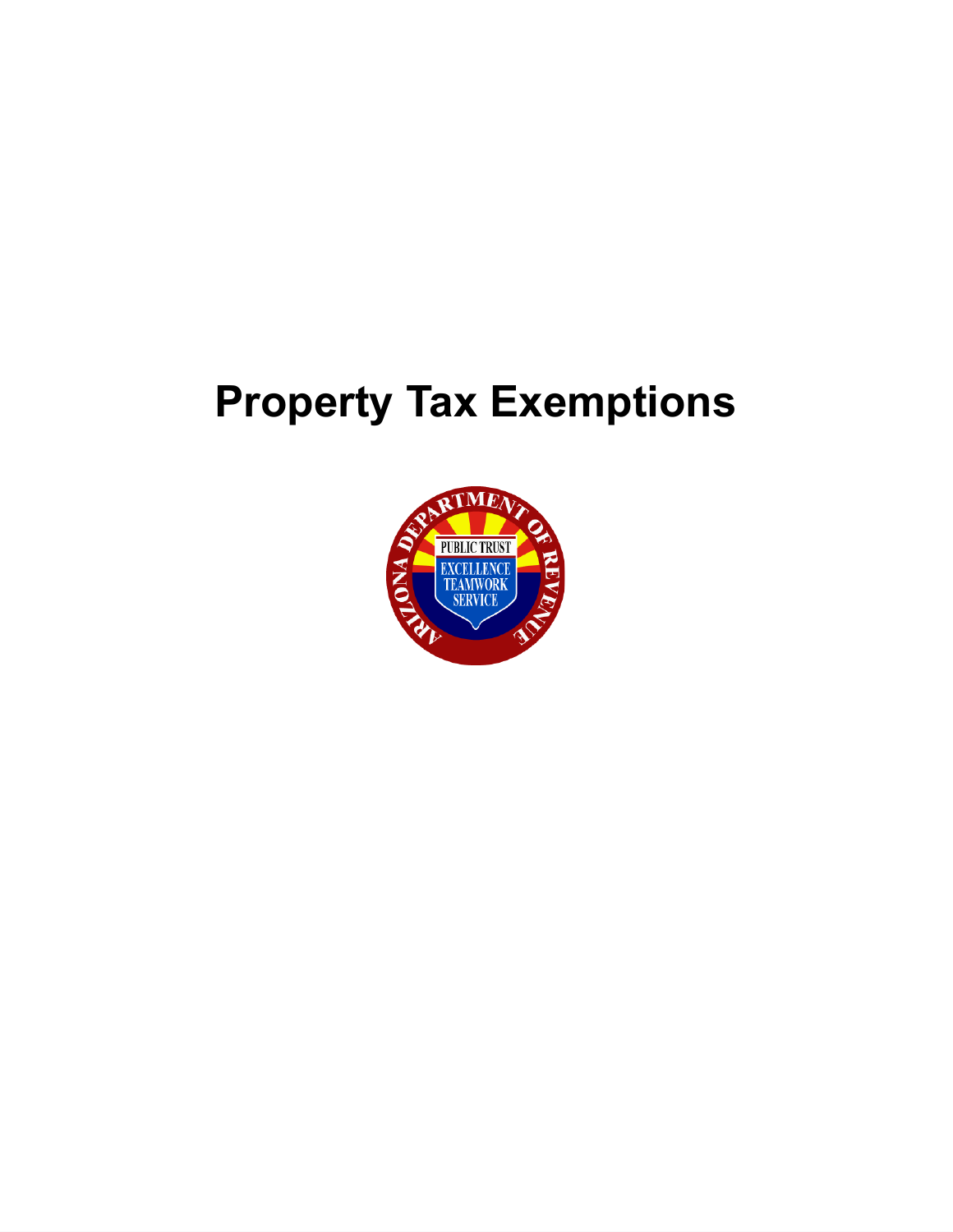# Property Tax Exemptions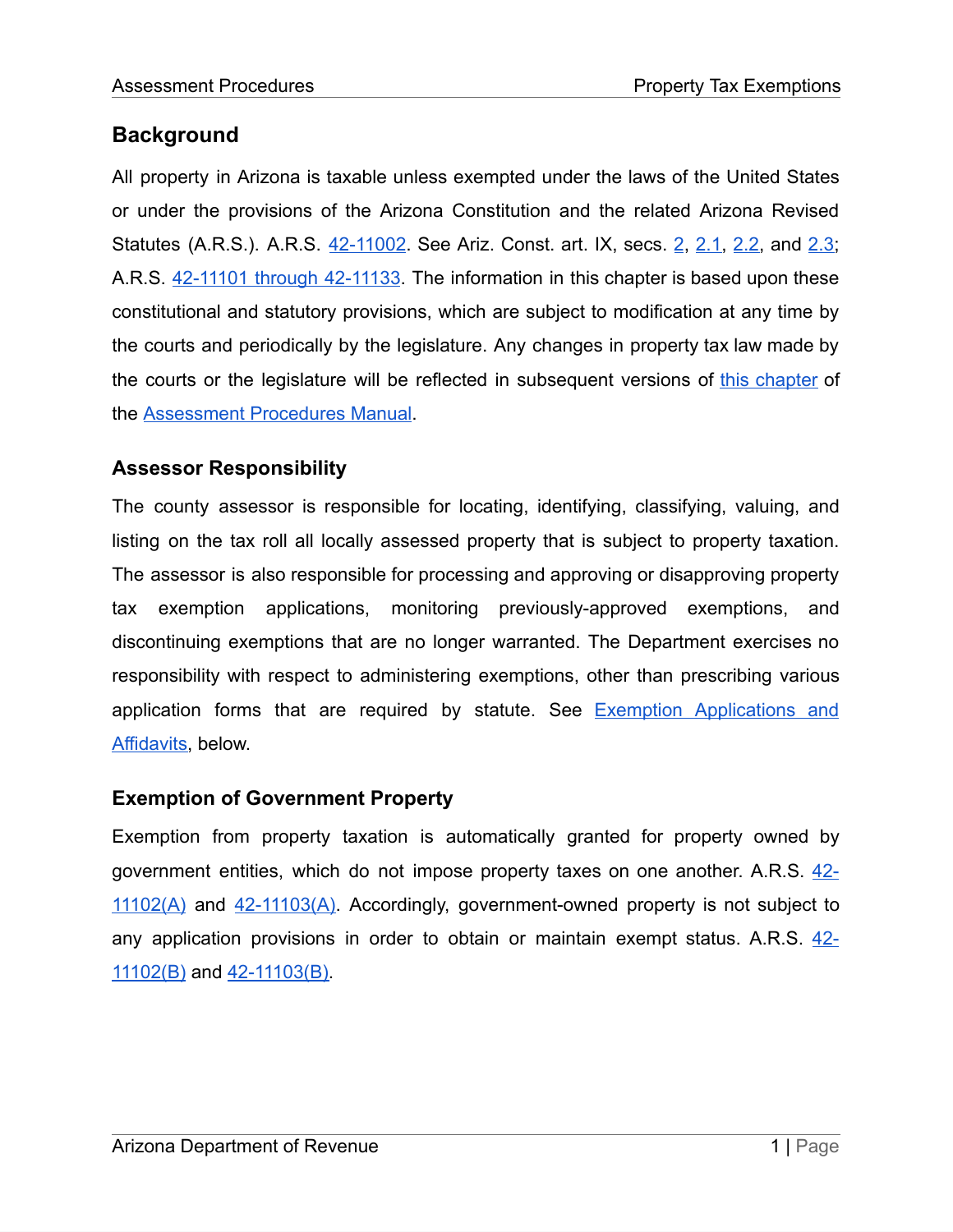## Background

All property in Arizona is taxable unless exempted under the laws of the United States or under the provisions of the Arizona Constitution and the related Arizona Revised Statutes (A.R.S.). A.R.S. 42-11002. See Ariz. Const. art. IX, secs. 2, 2.1, 2.2, and 2.3; A.R.S. 42-11101 through 42-11133. The information in this chapter is based upon these constitutional and statutory provisions, which are subject to modification at any time by the courts and periodically by the legislature. Any changes in property tax law made by the courts or the legislature will be reflected in subsequent versions of this chapter of the Assessment Procedures Manual.

### Assessor Responsibility

The county assessor is responsible for locating, identifying, classifying, valuing, and listing on the tax roll all locally assessed property that is subject to property taxation. The assessor is also responsible for processing and approving or disapproving property tax exemption applications, monitoring previously-approved exemptions, and discontinuing exemptions that are no longer warranted. The Department exercises no responsibility with respect to administering exemptions, other than prescribing various application forms that are required by statute. See Exemption Applications and Affidavits, below.

### Exemption of Government Property

Exemption from property taxation is automatically granted for property owned by government entities, which do not impose property taxes on one another. A.R.S. 42-11102(A) and 42-11103(A). Accordingly, government-owned property is not subject to any application provisions in order to obtain or maintain exempt status. A.R.S. 42-11102(B) and 42-11103(B).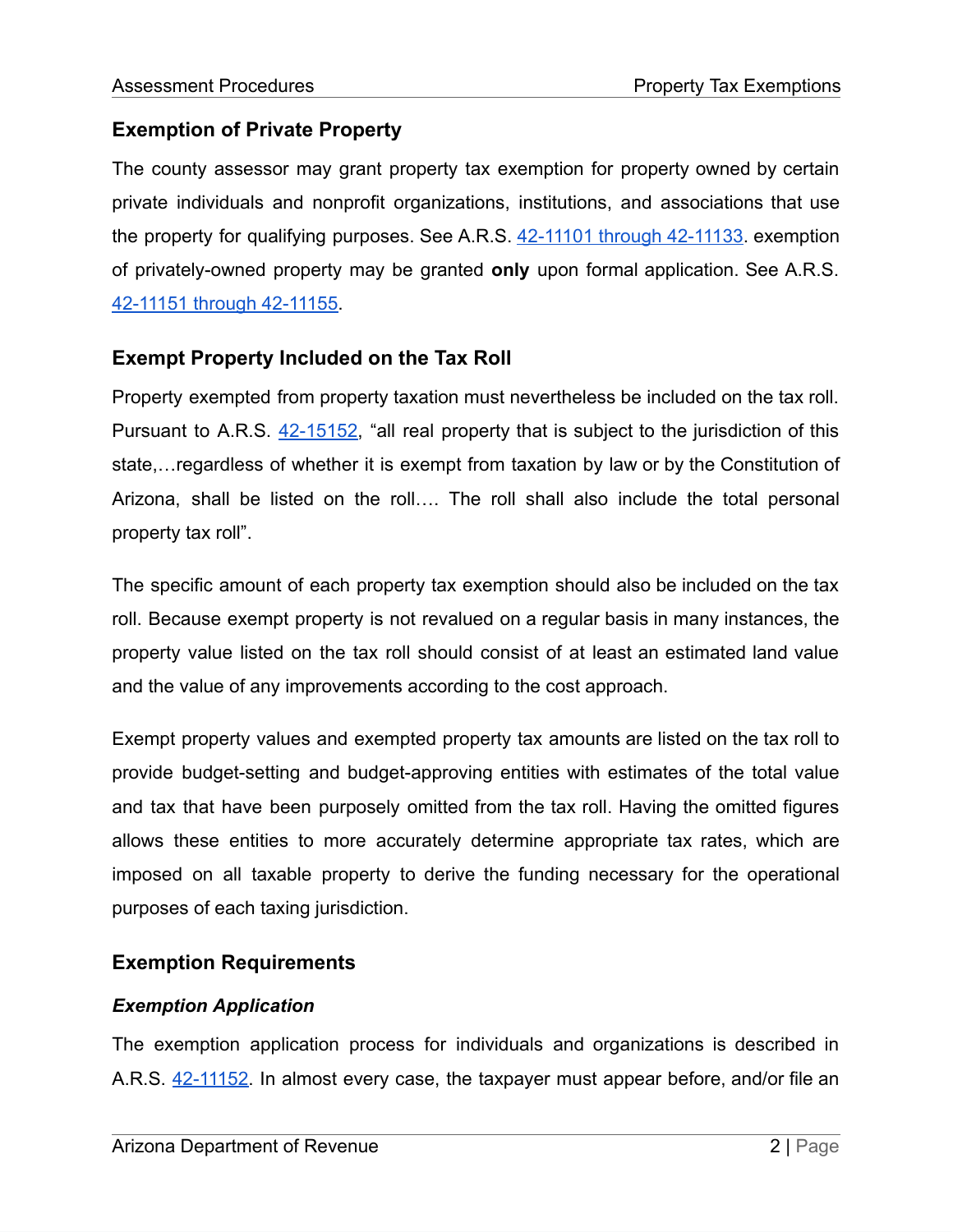## Exemption of Private Property

The county assessor may grant property tax exemption for property owned by certain private individuals and nonprofit organizations, institutions, and associations that use the property for qualifying purposes. See A.R.S. 42-11101 through 42-11133. exemption of privately-owned property may be granted **only** upon formal application. See A.R.S. 42-11151 through 42-11155.

## Exempt Property Included on the Tax Roll

Property exempted from property taxation must nevertheless be included on the tax roll. Pursuant to A.R.S. 42-15152, "all real property that is subject to the jurisdiction of this state,…regardless of whether it is exempt from taxation by law or by the Constitution of Arizona, shall be listed on the roll…. The roll shall also include the total personal property tax roll".

The specific amount of each property tax exemption should also be included on the tax roll. Because exempt property is not revalued on a regular basis in many instances, the property value listed on the tax roll should consist of at least an estimated land value and the value of any improvements according to the cost approach.

Exempt property values and exempted property tax amounts are listed on the tax roll to provide budget-setting and budget-approving entities with estimates of the total value and tax that have been purposely omitted from the tax roll. Having the omitted figures allows these entities to more accurately determine appropriate tax rates, which are imposed on all taxable property to derive the funding necessary for the operational purposes of each taxing jurisdiction.

## Exemption Requirements

### *Exemption Application*

The exemption application process for individuals and organizations is described in A.R.S. 42-11152. In almost every case, the taxpayer must appear before, and/or file an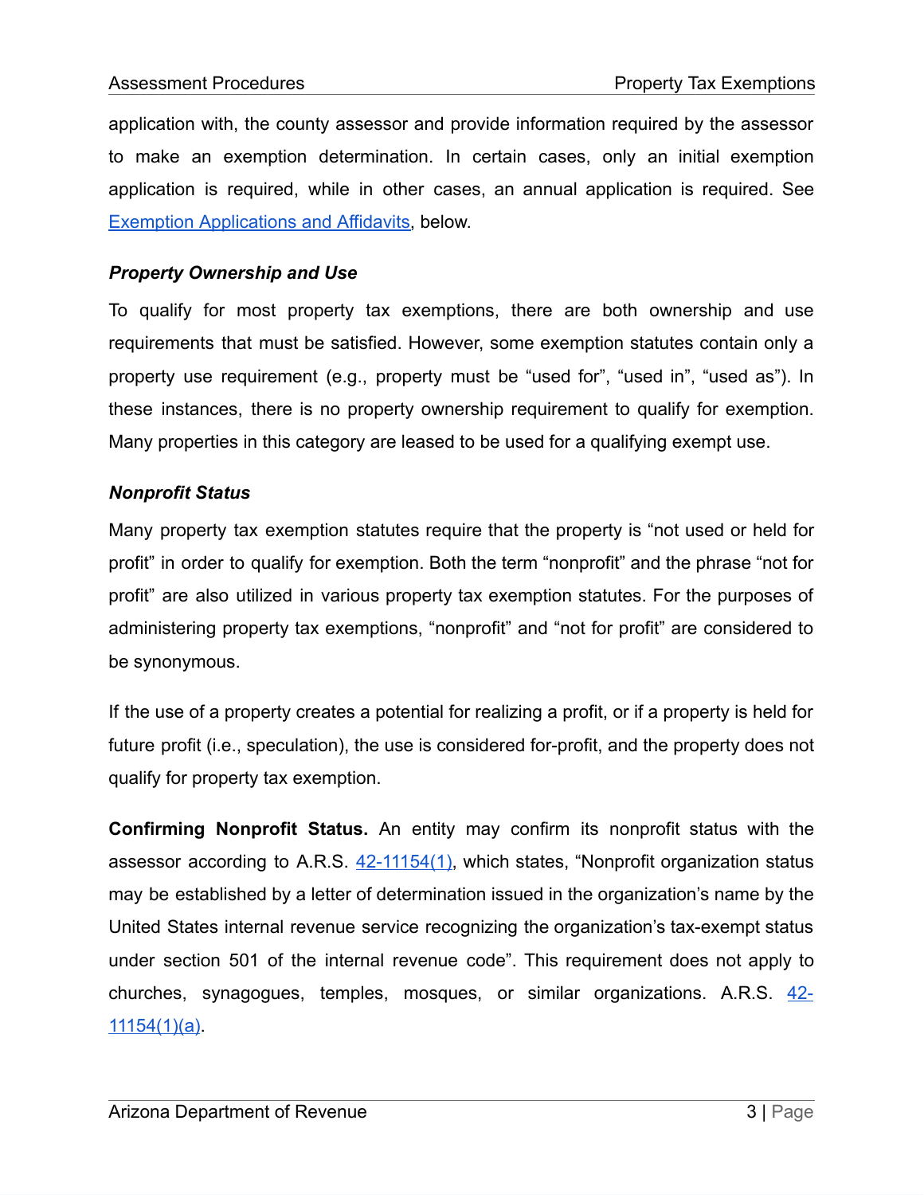application with, the county assessor and provide information required by the assessor to make an exemption determination. In certain cases, only an initial exemption application is required, while in other cases, an annual application is required. See Exemption Applications and Affidavits, below.

### *Property Ownership and Use*

To qualify for most property tax exemptions, there are both ownership and use requirements that must be satisfied. However, some exemption statutes contain only a property use requirement (e.g., property must be "used for", "used in", "used as"). In these instances, there is no property ownership requirement to qualify for exemption. Many properties in this category are leased to be used for a qualifying exempt use.

### *Nonprofit Status*

Many property tax exemption statutes require that the property is "not used or held for profit" in order to qualify for exemption. Both the term "nonprofit" and the phrase "not for profit" are also utilized in various property tax exemption statutes. For the purposes of administering property tax exemptions, "nonprofit" and "not for profit" are considered to be synonymous.

If the use of a property creates a potential for realizing a profit, or if a property is held for future profit (i.e., speculation), the use is considered for-profit, and the property does not qualify for property tax exemption.

**Confirming Nonprofit Status.** An entity may confirm its nonprofit status with the assessor according to A.R.S. 42-11154(1), which states, "Nonprofit organization status may be established by a letter of determination issued in the organization's name by the United States internal revenue service recognizing the organization's tax-exempt status under section 501 of the internal revenue code". This requirement does not apply to churches, synagogues, temples, mosques, or similar organizations. A.R.S. 42-11154(1)(a).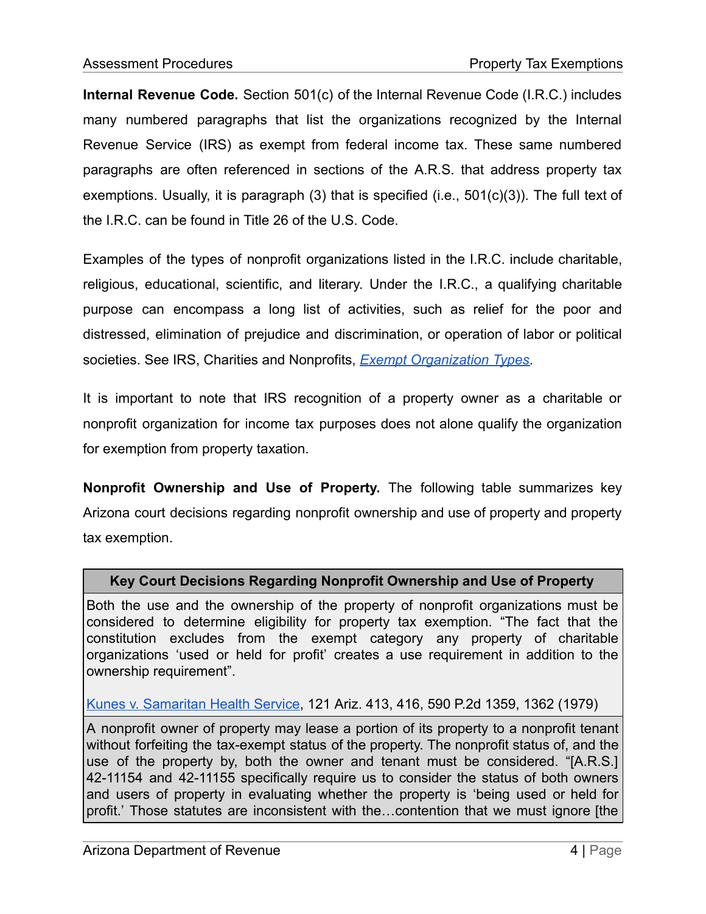**Internal Revenue Code.** Section 501(c) of the Internal Revenue Code (I.R.C.) includes many numbered paragraphs that list the organizations recognized by the Internal Revenue Service (IRS) as exempt from federal income tax. These same numbered paragraphs are often referenced in sections of the A.R.S. that address property tax exemptions. Usually, it is paragraph (3) that is specified (i.e., 501(c)(3)). The full text of the I.R.C. can be found in Title 26 of the U.S. Code.

Examples of the types of nonprofit organizations listed in the I.R.C. include charitable, religious, educational, scientific, and literary. Under the I.R.C., a qualifying charitable purpose can encompass a long list of activities, such as relief for the poor and distressed, elimination of prejudice and discrimination, or operation of labor or political societies. See IRS, Charities and Nonprofits, *Exempt Organization Types*.

It is important to note that IRS recognition of a property owner as a charitable or nonprofit organization for income tax purposes does not alone qualify the organization for exemption from property taxation.

**Nonprofit Ownership and Use of Property.** The following table summarizes key Arizona court decisions regarding nonprofit ownership and use of property and property tax exemption.

| Key Court Decisions Regarding Nonprofit Ownership and Use of Property |
| --- |
| Both the use and the ownership of the property of nonprofit organizations must be considered to determine eligibility for property tax exemption. "The fact that the constitution excludes from the exempt category any property of charitable organizations 'used or held for profit' creates a use requirement in addition to the ownership requirement".<br><br>Kunes v. Samaritan Health Service, 121 Ariz. 413, 416, 590 P.2d 1359, 1362 (1979) |
| A nonprofit owner of property may lease a portion of its property to a nonprofit tenant without forfeiting the tax-exempt status of the property. The nonprofit status of, and the use of the property by, both the owner and tenant must be considered. "[A.R.S.] 42-11154 and 42-11155 specifically require us to consider the status of both owners and users of property in evaluating whether the property is 'being used or held for profit.' Those statutes are inconsistent with the…contention that we must ignore [the |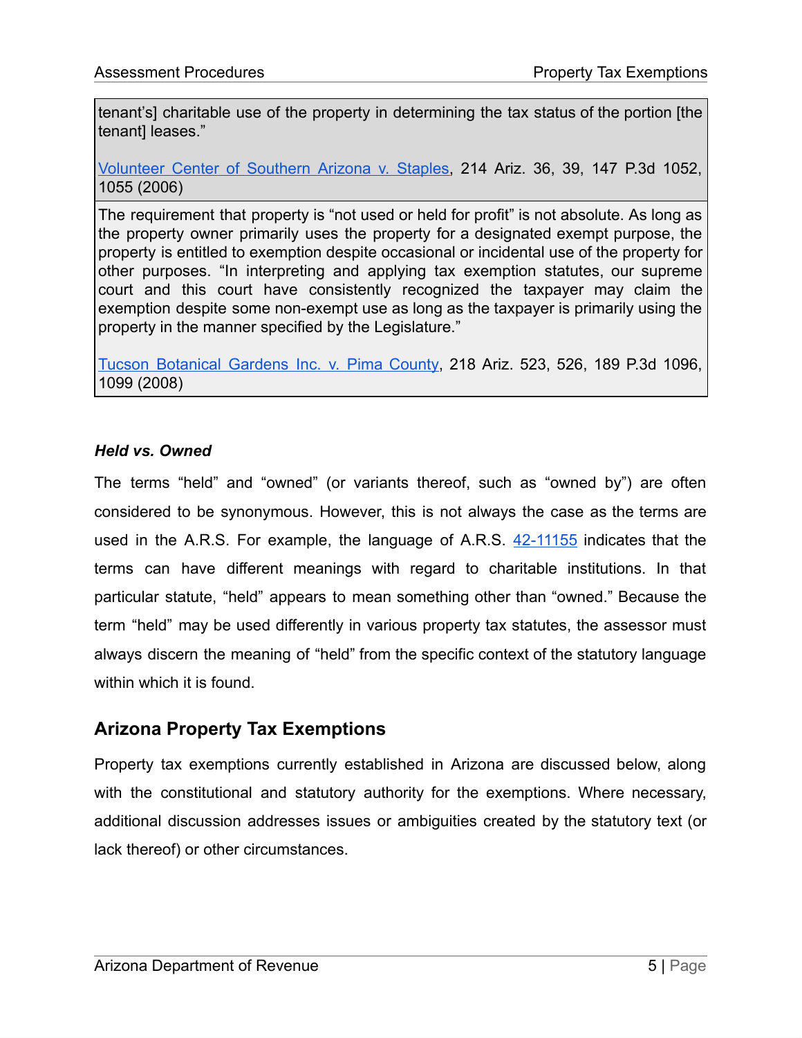| tenant's] charitable use of the property in determining the tax status of the portion [the tenant] leases."<br><br>Volunteer Center of Southern Arizona v. Staples, 214 Ariz. 36, 39, 147 P.3d 1052, 1055 (2006) |
|---|
| The requirement that property is "not used or held for profit" is not absolute. As long as the property owner primarily uses the property for a designated exempt purpose, the property is entitled to exemption despite occasional or incidental use of the property for other purposes. "In interpreting and applying tax exemption statutes, our supreme court and this court have consistently recognized the taxpayer may claim the exemption despite some non-exempt use as long as the taxpayer is primarily using the property in the manner specified by the Legislature."<br><br>Tucson Botanical Gardens Inc. v. Pima County, 218 Ariz. 523, 526, 189 P.3d 1096, 1099 (2008) |

***Held vs. Owned***

The terms "held" and "owned" (or variants thereof, such as "owned by") are often considered to be synonymous. However, this is not always the case as the terms are used in the A.R.S. For example, the language of A.R.S. 42-11155 indicates that the terms can have different meanings with regard to charitable institutions. In that particular statute, "held" appears to mean something other than "owned." Because the term "held" may be used differently in various property tax statutes, the assessor must always discern the meaning of "held" from the specific context of the statutory language within which it is found.

## Arizona Property Tax Exemptions

Property tax exemptions currently established in Arizona are discussed below, along with the constitutional and statutory authority for the exemptions. Where necessary, additional discussion addresses issues or ambiguities created by the statutory text (or lack thereof) or other circumstances.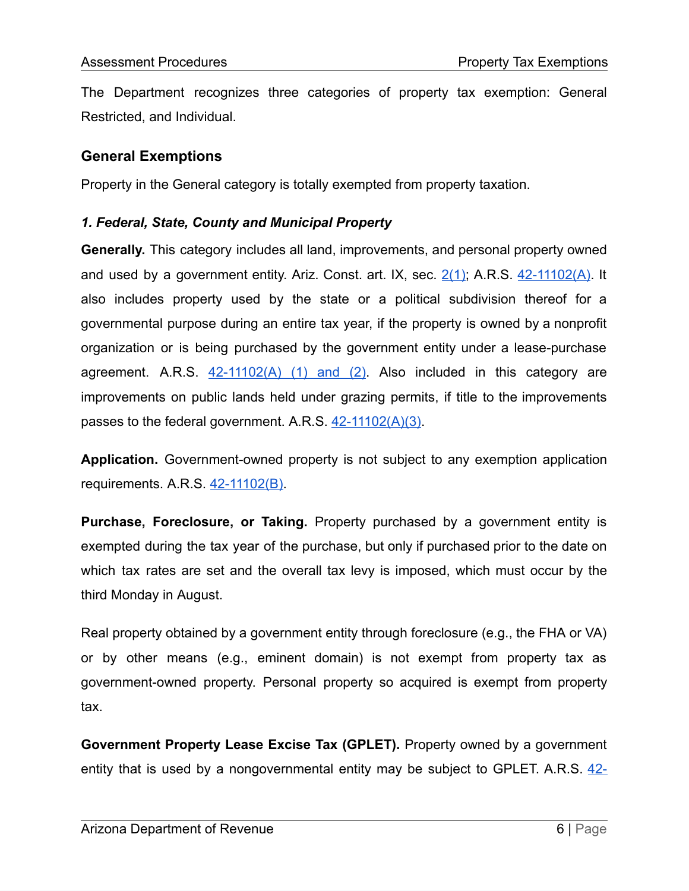The Department recognizes three categories of property tax exemption: General Restricted, and Individual.

## General Exemptions

Property in the General category is totally exempted from property taxation.

### *1. Federal, State, County and Municipal Property*

**Generally.** This category includes all land, improvements, and personal property owned and used by a government entity. Ariz. Const. art. IX, sec. 2(1); A.R.S. 42-11102(A). It also includes property used by the state or a political subdivision thereof for a governmental purpose during an entire tax year, if the property is owned by a nonprofit organization or is being purchased by the government entity under a lease-purchase agreement. A.R.S. 42-11102(A) (1) and (2). Also included in this category are improvements on public lands held under grazing permits, if title to the improvements passes to the federal government. A.R.S. 42-11102(A)(3).

**Application.** Government-owned property is not subject to any exemption application requirements. A.R.S. 42-11102(B).

**Purchase, Foreclosure, or Taking.** Property purchased by a government entity is exempted during the tax year of the purchase, but only if purchased prior to the date on which tax rates are set and the overall tax levy is imposed, which must occur by the third Monday in August.

Real property obtained by a government entity through foreclosure (e.g., the FHA or VA) or by other means (e.g., eminent domain) is not exempt from property tax as government-owned property. Personal property so acquired is exempt from property tax.

**Government Property Lease Excise Tax (GPLET).** Property owned by a government entity that is used by a nongovernmental entity may be subject to GPLET. A.R.S. 42-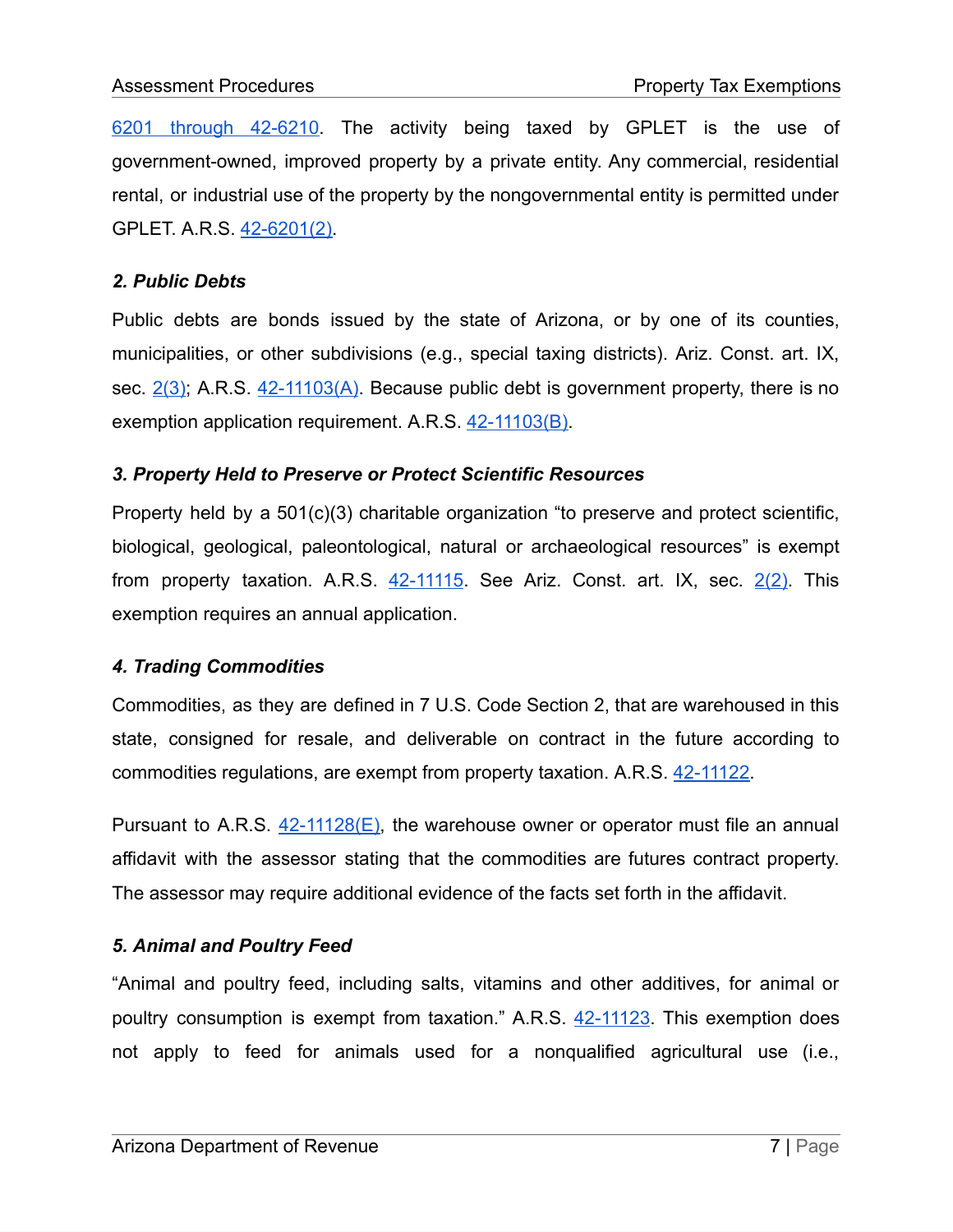6201 through 42-6210. The activity being taxed by GPLET is the use of government-owned, improved property by a private entity. Any commercial, residential rental, or industrial use of the property by the nongovernmental entity is permitted under GPLET. A.R.S. 42-6201(2).

### *2. Public Debts*

Public debts are bonds issued by the state of Arizona, or by one of its counties, municipalities, or other subdivisions (e.g., special taxing districts). Ariz. Const. art. IX, sec. 2(3); A.R.S. 42-11103(A). Because public debt is government property, there is no exemption application requirement. A.R.S. 42-11103(B).

### *3. Property Held to Preserve or Protect Scientific Resources*

Property held by a 501(c)(3) charitable organization "to preserve and protect scientific, biological, geological, paleontological, natural or archaeological resources" is exempt from property taxation. A.R.S. 42-11115. See Ariz. Const. art. IX, sec. 2(2). This exemption requires an annual application.

### *4. Trading Commodities*

Commodities, as they are defined in 7 U.S. Code Section 2, that are warehoused in this state, consigned for resale, and deliverable on contract in the future according to commodities regulations, are exempt from property taxation. A.R.S. 42-11122.

Pursuant to A.R.S. 42-11128(E), the warehouse owner or operator must file an annual affidavit with the assessor stating that the commodities are futures contract property. The assessor may require additional evidence of the facts set forth in the affidavit.

### *5. Animal and Poultry Feed*

"Animal and poultry feed, including salts, vitamins and other additives, for animal or poultry consumption is exempt from taxation." A.R.S. 42-11123. This exemption does not apply to feed for animals used for a nonqualified agricultural use (i.e.,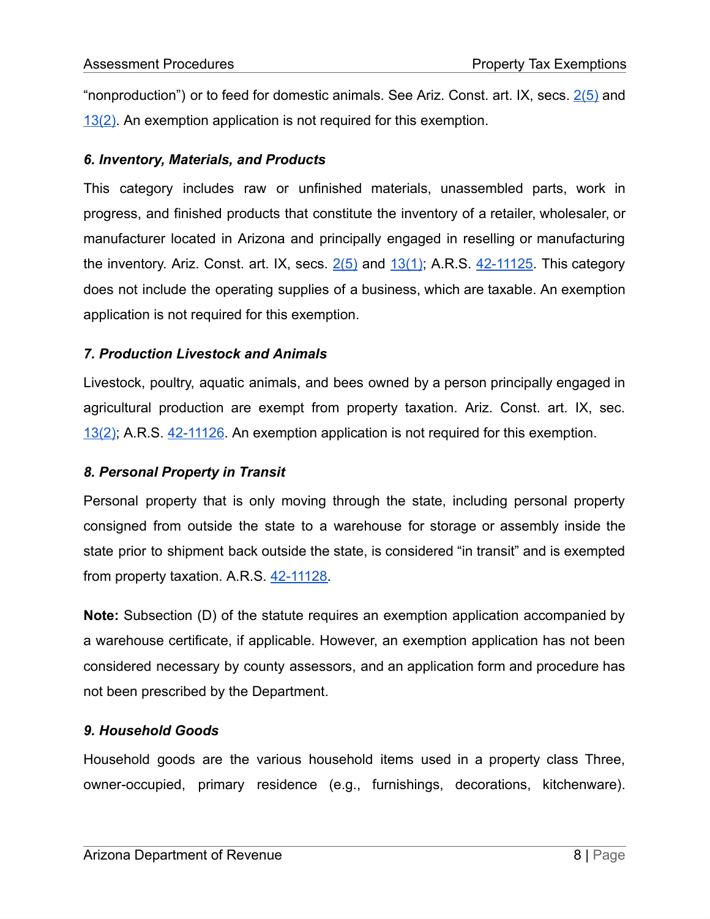"nonproduction") or to feed for domestic animals. See Ariz. Const. art. IX, secs. 2(5) and 13(2). An exemption application is not required for this exemption.

### *6. Inventory, Materials, and Products*

This category includes raw or unfinished materials, unassembled parts, work in progress, and finished products that constitute the inventory of a retailer, wholesaler, or manufacturer located in Arizona and principally engaged in reselling or manufacturing the inventory. Ariz. Const. art. IX, secs. 2(5) and 13(1); A.R.S. 42-11125. This category does not include the operating supplies of a business, which are taxable. An exemption application is not required for this exemption.

### *7. Production Livestock and Animals*

Livestock, poultry, aquatic animals, and bees owned by a person principally engaged in agricultural production are exempt from property taxation. Ariz. Const. art. IX, sec. 13(2); A.R.S. 42-11126. An exemption application is not required for this exemption.

### *8. Personal Property in Transit*

Personal property that is only moving through the state, including personal property consigned from outside the state to a warehouse for storage or assembly inside the state prior to shipment back outside the state, is considered "in transit" and is exempted from property taxation. A.R.S. 42-11128.

**Note:** Subsection (D) of the statute requires an exemption application accompanied by a warehouse certificate, if applicable. However, an exemption application has not been considered necessary by county assessors, and an application form and procedure has not been prescribed by the Department.

### *9. Household Goods*

Household goods are the various household items used in a property class Three, owner-occupied, primary residence (e.g., furnishings, decorations, kitchenware).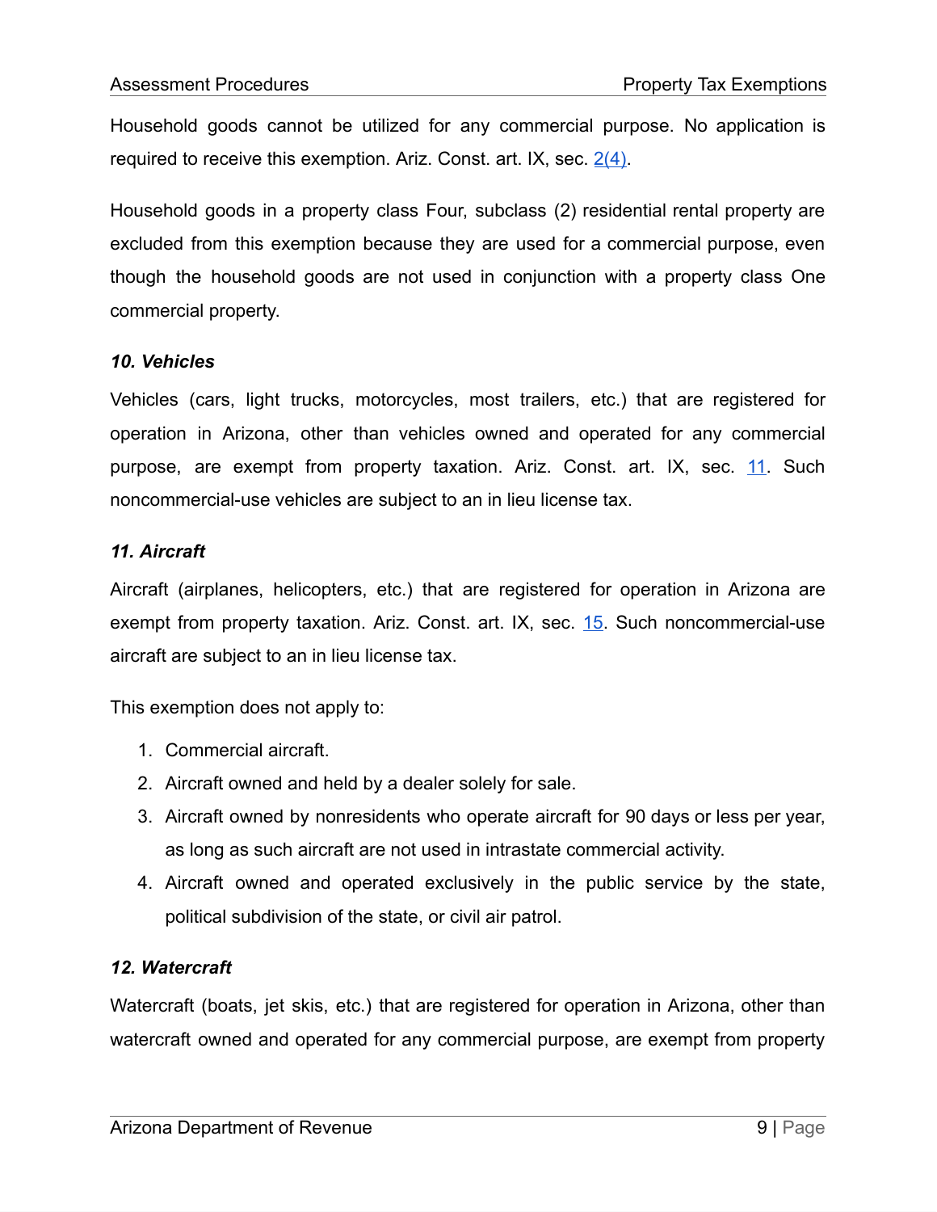Household goods cannot be utilized for any commercial purpose. No application is required to receive this exemption. Ariz. Const. art. IX, sec. 2(4).

Household goods in a property class Four, subclass (2) residential rental property are excluded from this exemption because they are used for a commercial purpose, even though the household goods are not used in conjunction with a property class One commercial property.

### *10. Vehicles*

Vehicles (cars, light trucks, motorcycles, most trailers, etc.) that are registered for operation in Arizona, other than vehicles owned and operated for any commercial purpose, are exempt from property taxation. Ariz. Const. art. IX, sec. 11. Such noncommercial-use vehicles are subject to an in lieu license tax.

### *11. Aircraft*

Aircraft (airplanes, helicopters, etc.) that are registered for operation in Arizona are exempt from property taxation. Ariz. Const. art. IX, sec. 15. Such noncommercial-use aircraft are subject to an in lieu license tax.

This exemption does not apply to:

1. Commercial aircraft.
2. Aircraft owned and held by a dealer solely for sale.
3. Aircraft owned by nonresidents who operate aircraft for 90 days or less per year, as long as such aircraft are not used in intrastate commercial activity.
4. Aircraft owned and operated exclusively in the public service by the state, political subdivision of the state, or civil air patrol.

### *12. Watercraft*

Watercraft (boats, jet skis, etc.) that are registered for operation in Arizona, other than watercraft owned and operated for any commercial purpose, are exempt from property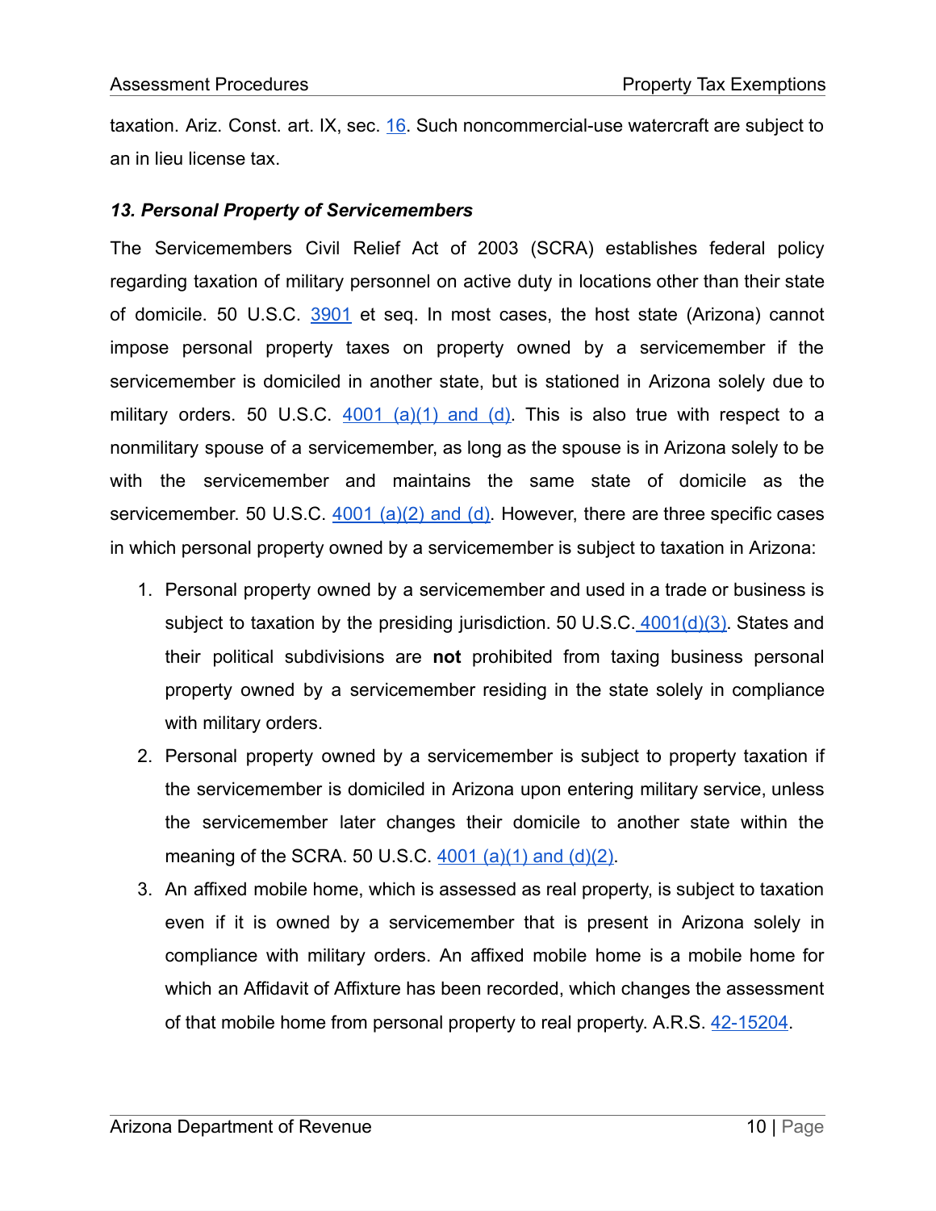taxation. Ariz. Const. art. IX, sec. 16. Such noncommercial-use watercraft are subject to an in lieu license tax.

### *13. Personal Property of Servicemembers*

The Servicemembers Civil Relief Act of 2003 (SCRA) establishes federal policy regarding taxation of military personnel on active duty in locations other than their state of domicile. 50 U.S.C. 3901 et seq. In most cases, the host state (Arizona) cannot impose personal property taxes on property owned by a servicemember if the servicemember is domiciled in another state, but is stationed in Arizona solely due to military orders. 50 U.S.C. 4001 (a)(1) and (d). This is also true with respect to a nonmilitary spouse of a servicemember, as long as the spouse is in Arizona solely to be with the servicemember and maintains the same state of domicile as the servicemember. 50 U.S.C. 4001 (a)(2) and (d). However, there are three specific cases in which personal property owned by a servicemember is subject to taxation in Arizona:

1. Personal property owned by a servicemember and used in a trade or business is subject to taxation by the presiding jurisdiction. 50 U.S.C. 4001(d)(3). States and their political subdivisions are **not** prohibited from taxing business personal property owned by a servicemember residing in the state solely in compliance with military orders.
2. Personal property owned by a servicemember is subject to property taxation if the servicemember is domiciled in Arizona upon entering military service, unless the servicemember later changes their domicile to another state within the meaning of the SCRA. 50 U.S.C. 4001 (a)(1) and (d)(2).
3. An affixed mobile home, which is assessed as real property, is subject to taxation even if it is owned by a servicemember that is present in Arizona solely in compliance with military orders. An affixed mobile home is a mobile home for which an Affidavit of Affixture has been recorded, which changes the assessment of that mobile home from personal property to real property. A.R.S. 42-15204.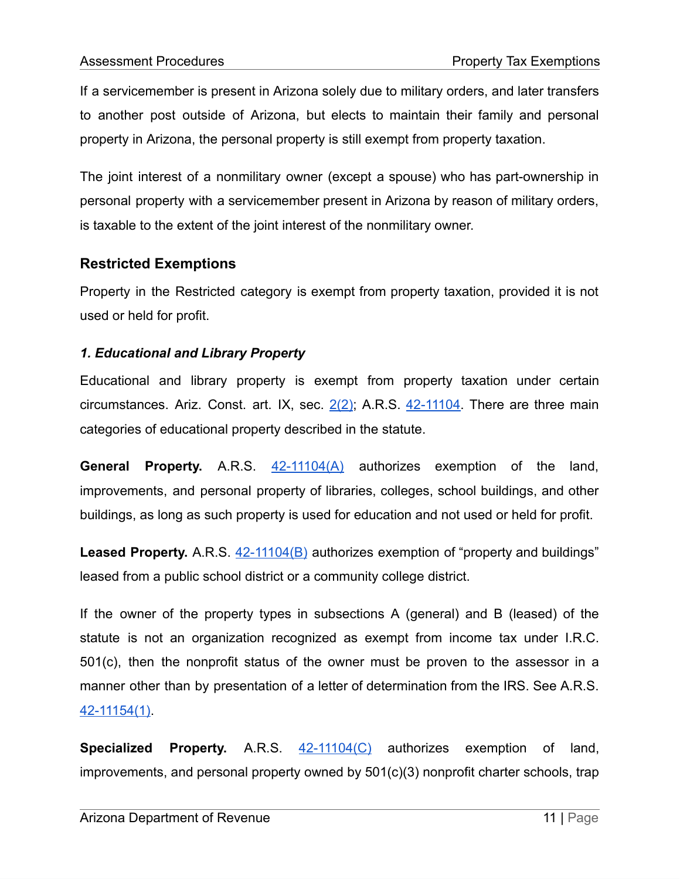If a servicemember is present in Arizona solely due to military orders, and later transfers to another post outside of Arizona, but elects to maintain their family and personal property in Arizona, the personal property is still exempt from property taxation.

The joint interest of a nonmilitary owner (except a spouse) who has part-ownership in personal property with a servicemember present in Arizona by reason of military orders, is taxable to the extent of the joint interest of the nonmilitary owner.

## Restricted Exemptions

Property in the Restricted category is exempt from property taxation, provided it is not used or held for profit.

### *1. Educational and Library Property*

Educational and library property is exempt from property taxation under certain circumstances. Ariz. Const. art. IX, sec. 2(2); A.R.S. 42-11104. There are three main categories of educational property described in the statute.

**General Property.** A.R.S. 42-11104(A) authorizes exemption of the land, improvements, and personal property of libraries, colleges, school buildings, and other buildings, as long as such property is used for education and not used or held for profit.

**Leased Property.** A.R.S. 42-11104(B) authorizes exemption of "property and buildings" leased from a public school district or a community college district.

If the owner of the property types in subsections A (general) and B (leased) of the statute is not an organization recognized as exempt from income tax under I.R.C. 501(c), then the nonprofit status of the owner must be proven to the assessor in a manner other than by presentation of a letter of determination from the IRS. See A.R.S. 42-11154(1).

**Specialized Property.** A.R.S. 42-11104(C) authorizes exemption of land, improvements, and personal property owned by 501(c)(3) nonprofit charter schools, trap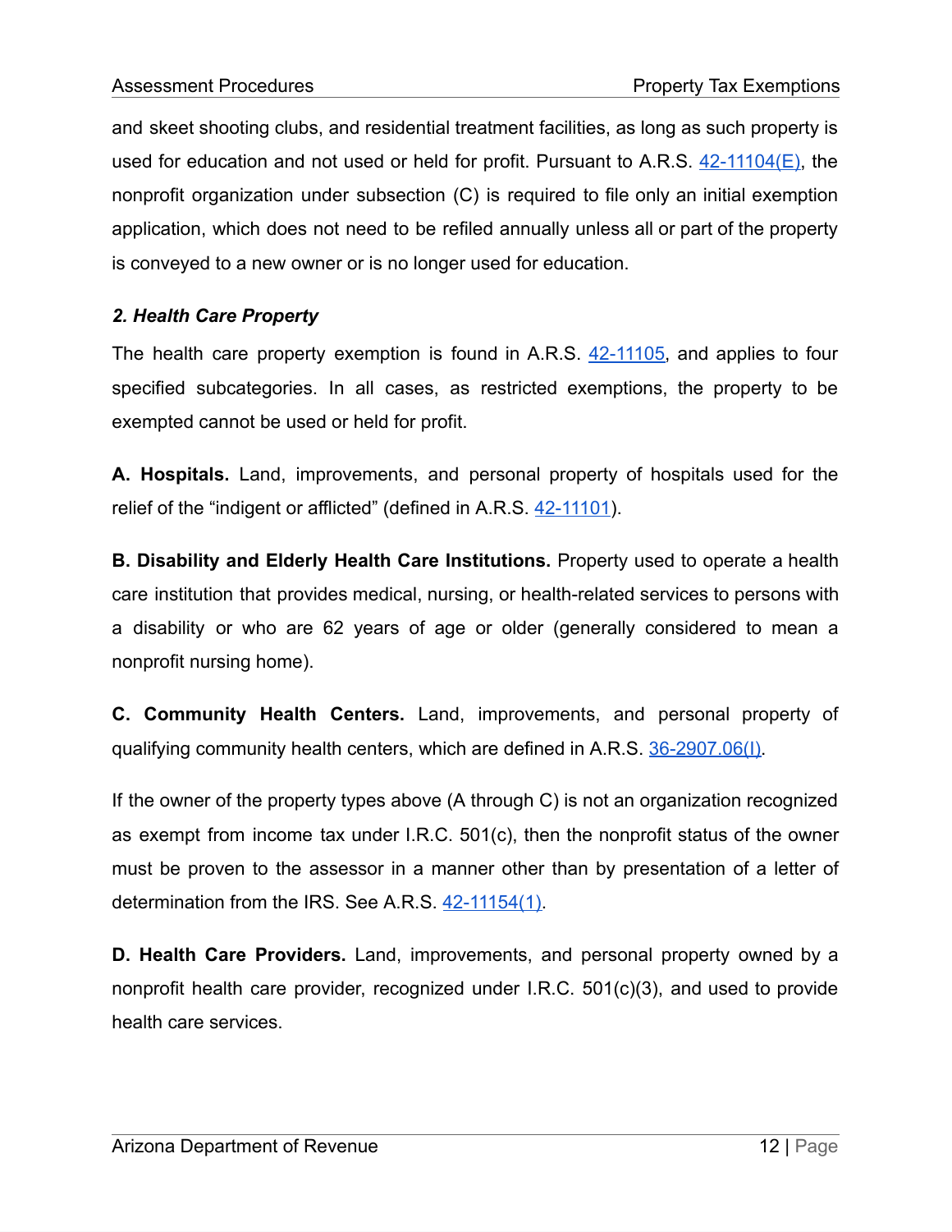and skeet shooting clubs, and residential treatment facilities, as long as such property is used for education and not used or held for profit. Pursuant to A.R.S. 42-11104(E), the nonprofit organization under subsection (C) is required to file only an initial exemption application, which does not need to be refiled annually unless all or part of the property is conveyed to a new owner or is no longer used for education.

### *2. Health Care Property*

The health care property exemption is found in A.R.S. 42-11105, and applies to four specified subcategories. In all cases, as restricted exemptions, the property to be exempted cannot be used or held for profit.

**A. Hospitals.** Land, improvements, and personal property of hospitals used for the relief of the "indigent or afflicted" (defined in A.R.S. 42-11101).

**B. Disability and Elderly Health Care Institutions.** Property used to operate a health care institution that provides medical, nursing, or health-related services to persons with a disability or who are 62 years of age or older (generally considered to mean a nonprofit nursing home).

**C. Community Health Centers.** Land, improvements, and personal property of qualifying community health centers, which are defined in A.R.S. 36-2907.06(I).

If the owner of the property types above (A through C) is not an organization recognized as exempt from income tax under I.R.C. 501(c), then the nonprofit status of the owner must be proven to the assessor in a manner other than by presentation of a letter of determination from the IRS. See A.R.S. 42-11154(1).

**D. Health Care Providers.** Land, improvements, and personal property owned by a nonprofit health care provider, recognized under I.R.C. 501(c)(3), and used to provide health care services.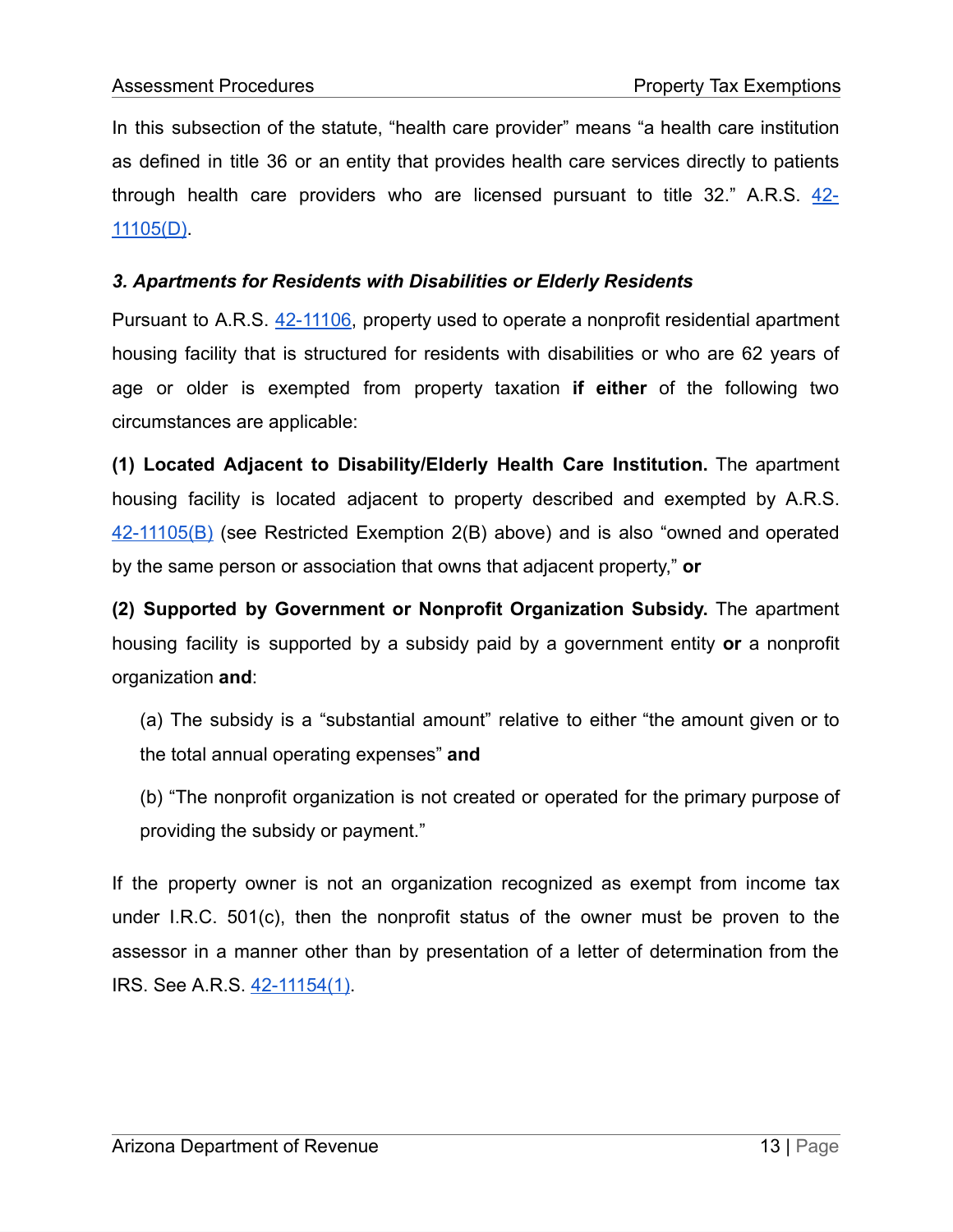In this subsection of the statute, "health care provider" means "a health care institution as defined in title 36 or an entity that provides health care services directly to patients through health care providers who are licensed pursuant to title 32." A.R.S. 42-11105(D).

### *3. Apartments for Residents with Disabilities or Elderly Residents*

Pursuant to A.R.S. 42-11106, property used to operate a nonprofit residential apartment housing facility that is structured for residents with disabilities or who are 62 years of age or older is exempted from property taxation **if either** of the following two circumstances are applicable:

**(1) Located Adjacent to Disability/Elderly Health Care Institution.** The apartment housing facility is located adjacent to property described and exempted by A.R.S. 42-11105(B) (see Restricted Exemption 2(B) above) and is also "owned and operated by the same person or association that owns that adjacent property," **or**

**(2) Supported by Government or Nonprofit Organization Subsidy.** The apartment housing facility is supported by a subsidy paid by a government entity **or** a nonprofit organization **and**:

> (a) The subsidy is a "substantial amount" relative to either "the amount given or to the total annual operating expenses" **and**
>
> (b) "The nonprofit organization is not created or operated for the primary purpose of providing the subsidy or payment."

If the property owner is not an organization recognized as exempt from income tax under I.R.C. 501(c), then the nonprofit status of the owner must be proven to the assessor in a manner other than by presentation of a letter of determination from the IRS. See A.R.S. 42-11154(1).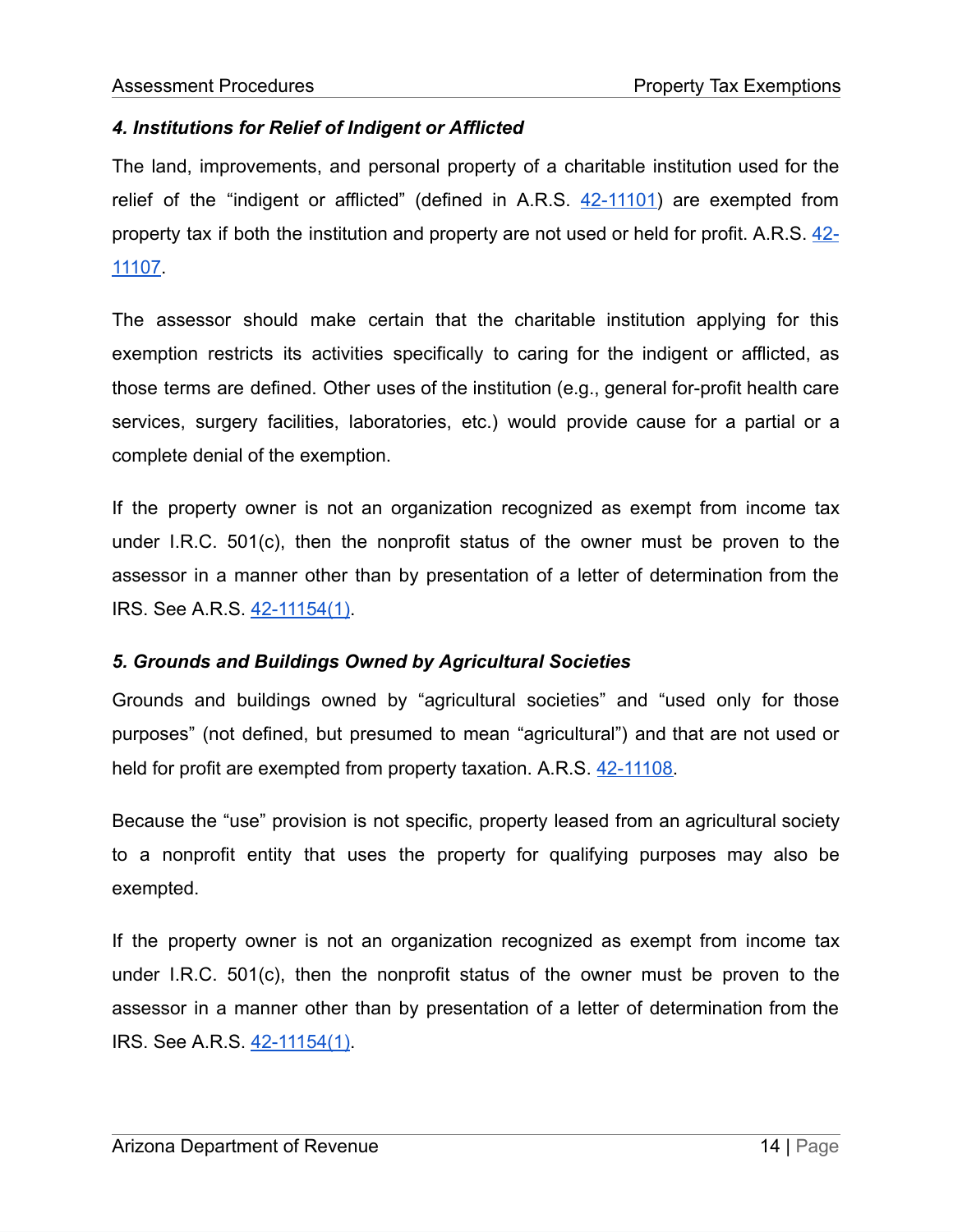#### *4. Institutions for Relief of Indigent or Afflicted*

The land, improvements, and personal property of a charitable institution used for the relief of the "indigent or afflicted" (defined in A.R.S. 42-11101) are exempted from property tax if both the institution and property are not used or held for profit. A.R.S. 42-11107.

The assessor should make certain that the charitable institution applying for this exemption restricts its activities specifically to caring for the indigent or afflicted, as those terms are defined. Other uses of the institution (e.g., general for-profit health care services, surgery facilities, laboratories, etc.) would provide cause for a partial or a complete denial of the exemption.

If the property owner is not an organization recognized as exempt from income tax under I.R.C. 501(c), then the nonprofit status of the owner must be proven to the assessor in a manner other than by presentation of a letter of determination from the IRS. See A.R.S. 42-11154(1).

#### *5. Grounds and Buildings Owned by Agricultural Societies*

Grounds and buildings owned by "agricultural societies" and "used only for those purposes" (not defined, but presumed to mean "agricultural") and that are not used or held for profit are exempted from property taxation. A.R.S. 42-11108.

Because the "use" provision is not specific, property leased from an agricultural society to a nonprofit entity that uses the property for qualifying purposes may also be exempted.

If the property owner is not an organization recognized as exempt from income tax under I.R.C. 501(c), then the nonprofit status of the owner must be proven to the assessor in a manner other than by presentation of a letter of determination from the IRS. See A.R.S. 42-11154(1).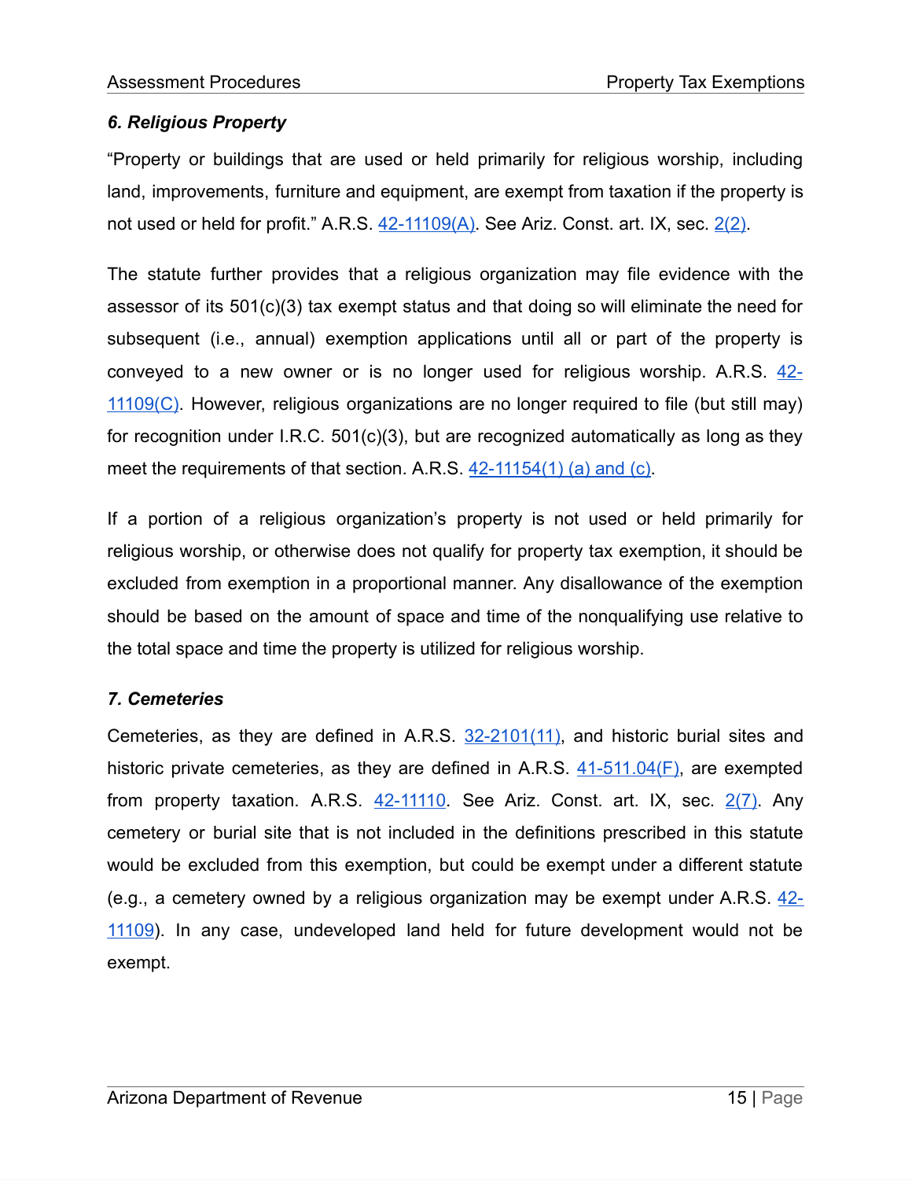### *6. Religious Property*

"Property or buildings that are used or held primarily for religious worship, including land, improvements, furniture and equipment, are exempt from taxation if the property is not used or held for profit." A.R.S. 42-11109(A). See Ariz. Const. art. IX, sec. 2(2).

The statute further provides that a religious organization may file evidence with the assessor of its 501(c)(3) tax exempt status and that doing so will eliminate the need for subsequent (i.e., annual) exemption applications until all or part of the property is conveyed to a new owner or is no longer used for religious worship. A.R.S. 42-11109(C). However, religious organizations are no longer required to file (but still may) for recognition under I.R.C. 501(c)(3), but are recognized automatically as long as they meet the requirements of that section. A.R.S. 42-11154(1) (a) and (c).

If a portion of a religious organization's property is not used or held primarily for religious worship, or otherwise does not qualify for property tax exemption, it should be excluded from exemption in a proportional manner. Any disallowance of the exemption should be based on the amount of space and time of the nonqualifying use relative to the total space and time the property is utilized for religious worship.

### *7. Cemeteries*

Cemeteries, as they are defined in A.R.S. 32-2101(11), and historic burial sites and historic private cemeteries, as they are defined in A.R.S. 41-511.04(F), are exempted from property taxation. A.R.S. 42-11110. See Ariz. Const. art. IX, sec. 2(7). Any cemetery or burial site that is not included in the definitions prescribed in this statute would be excluded from this exemption, but could be exempt under a different statute (e.g., a cemetery owned by a religious organization may be exempt under A.R.S. 42-11109). In any case, undeveloped land held for future development would not be exempt.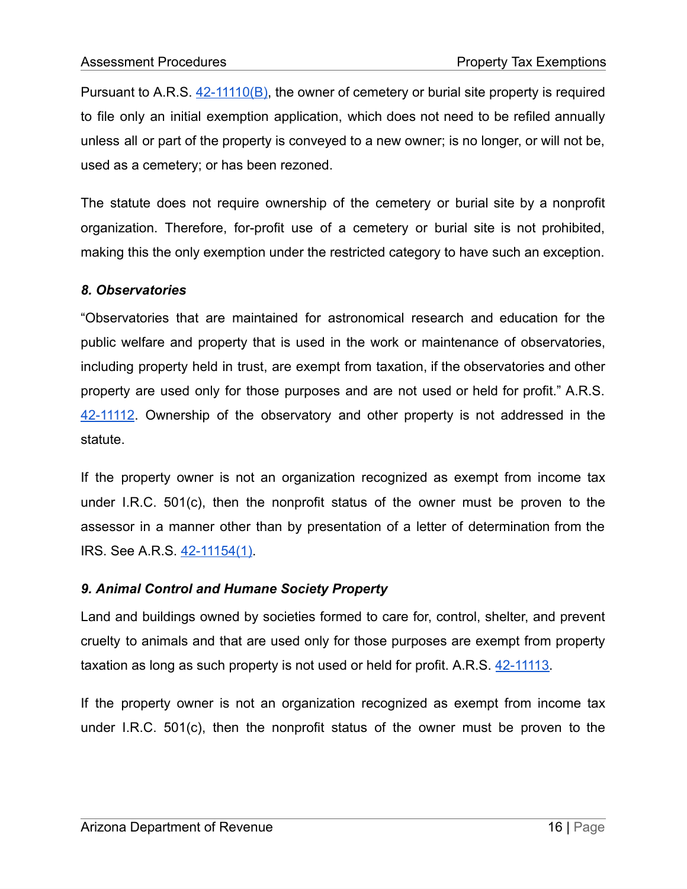Pursuant to A.R.S. [42-11110(B)](), the owner of cemetery or burial site property is required to file only an initial exemption application, which does not need to be refiled annually unless all or part of the property is conveyed to a new owner; is no longer, or will not be, used as a cemetery; or has been rezoned.

The statute does not require ownership of the cemetery or burial site by a nonprofit organization. Therefore, for-profit use of a cemetery or burial site is not prohibited, making this the only exemption under the restricted category to have such an exception.

### *8. Observatories*

"Observatories that are maintained for astronomical research and education for the public welfare and property that is used in the work or maintenance of observatories, including property held in trust, are exempt from taxation, if the observatories and other property are used only for those purposes and are not used or held for profit." A.R.S. 42-11112. Ownership of the observatory and other property is not addressed in the statute.

If the property owner is not an organization recognized as exempt from income tax under I.R.C. 501(c), then the nonprofit status of the owner must be proven to the assessor in a manner other than by presentation of a letter of determination from the IRS. See A.R.S. 42-11154(1).

### *9. Animal Control and Humane Society Property*

Land and buildings owned by societies formed to care for, control, shelter, and prevent cruelty to animals and that are used only for those purposes are exempt from property taxation as long as such property is not used or held for profit. A.R.S. 42-11113.

If the property owner is not an organization recognized as exempt from income tax under I.R.C. 501(c), then the nonprofit status of the owner must be proven to the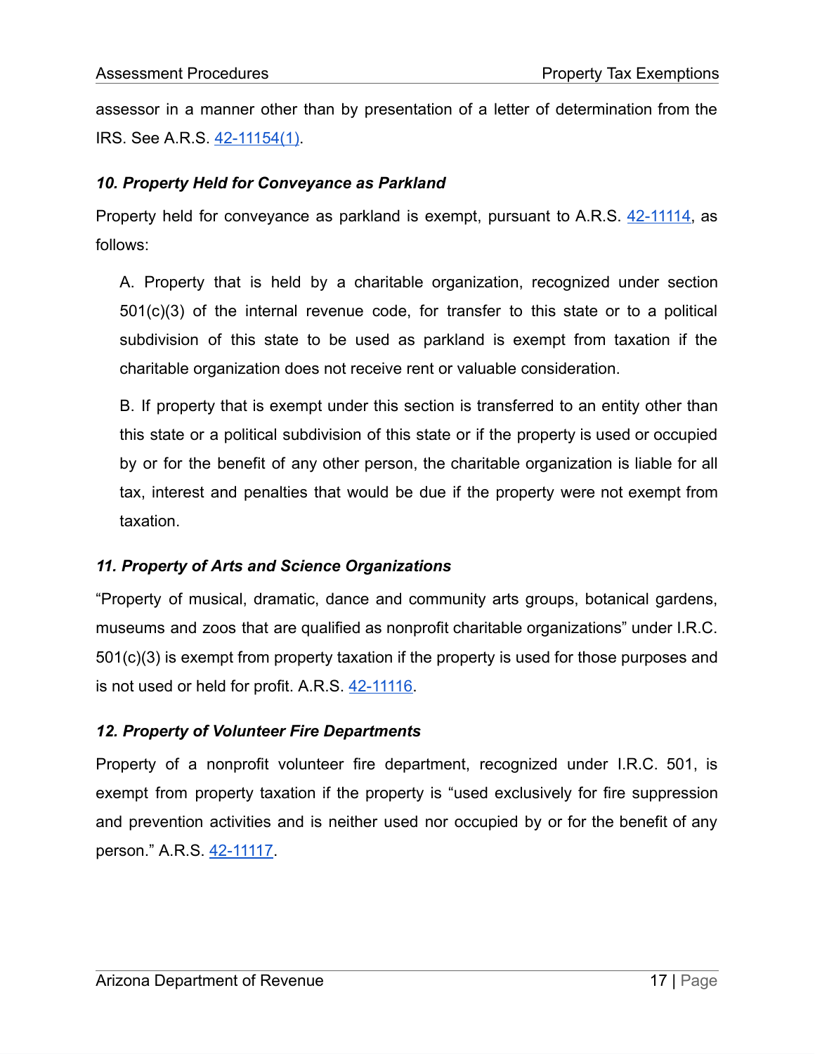assessor in a manner other than by presentation of a letter of determination from the IRS. See A.R.S. 42-11154(1).

### *10. Property Held for Conveyance as Parkland*

Property held for conveyance as parkland is exempt, pursuant to A.R.S. 42-11114, as follows:

> A. Property that is held by a charitable organization, recognized under section 501(c)(3) of the internal revenue code, for transfer to this state or to a political subdivision of this state to be used as parkland is exempt from taxation if the charitable organization does not receive rent or valuable consideration.
>
> B. If property that is exempt under this section is transferred to an entity other than this state or a political subdivision of this state or if the property is used or occupied by or for the benefit of any other person, the charitable organization is liable for all tax, interest and penalties that would be due if the property were not exempt from taxation.

### *11. Property of Arts and Science Organizations*

"Property of musical, dramatic, dance and community arts groups, botanical gardens, museums and zoos that are qualified as nonprofit charitable organizations" under I.R.C. 501(c)(3) is exempt from property taxation if the property is used for those purposes and is not used or held for profit. A.R.S. 42-11116.

### *12. Property of Volunteer Fire Departments*

Property of a nonprofit volunteer fire department, recognized under I.R.C. 501, is exempt from property taxation if the property is "used exclusively for fire suppression and prevention activities and is neither used nor occupied by or for the benefit of any person." A.R.S. 42-11117.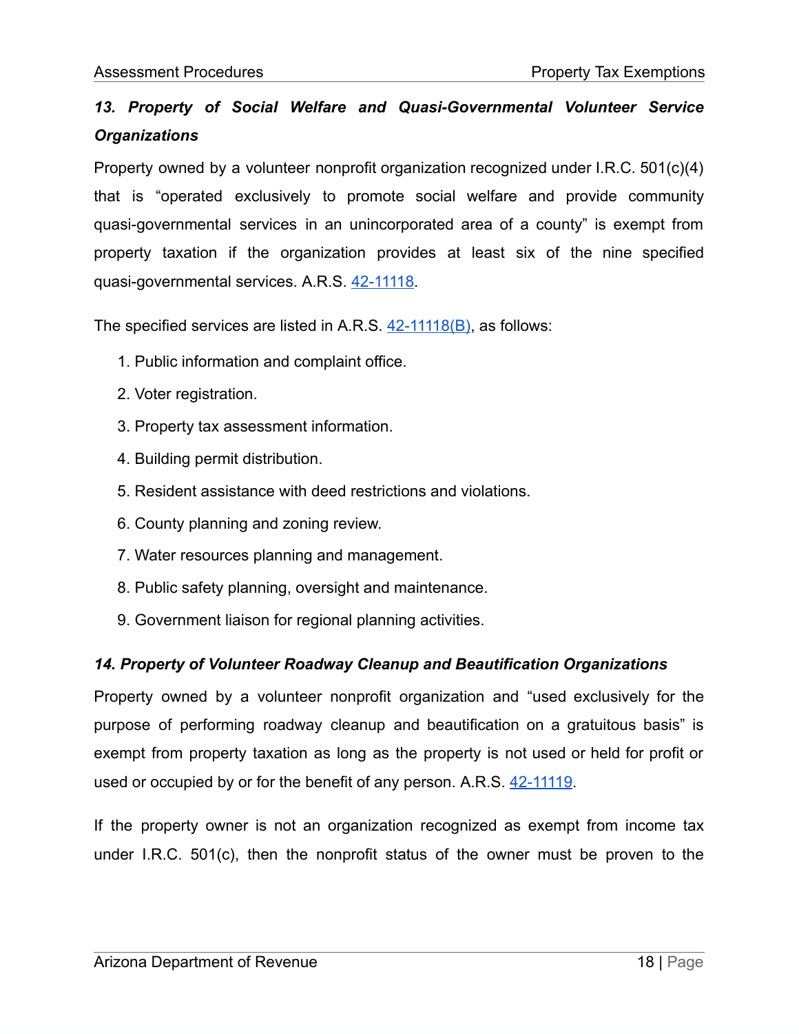### *13. Property of Social Welfare and Quasi-Governmental Volunteer Service Organizations*

Property owned by a volunteer nonprofit organization recognized under I.R.C. 501(c)(4) that is "operated exclusively to promote social welfare and provide community quasi-governmental services in an unincorporated area of a county" is exempt from property taxation if the organization provides at least six of the nine specified quasi-governmental services. A.R.S. 42-11118.

The specified services are listed in A.R.S. 42-11118(B), as follows:

1. Public information and complaint office.
2. Voter registration.
3. Property tax assessment information.
4. Building permit distribution.
5. Resident assistance with deed restrictions and violations.
6. County planning and zoning review.
7. Water resources planning and management.
8. Public safety planning, oversight and maintenance.
9. Government liaison for regional planning activities.

### *14. Property of Volunteer Roadway Cleanup and Beautification Organizations*

Property owned by a volunteer nonprofit organization and "used exclusively for the purpose of performing roadway cleanup and beautification on a gratuitous basis" is exempt from property taxation as long as the property is not used or held for profit or used or occupied by or for the benefit of any person. A.R.S. 42-11119.

If the property owner is not an organization recognized as exempt from income tax under I.R.C. 501(c), then the nonprofit status of the owner must be proven to the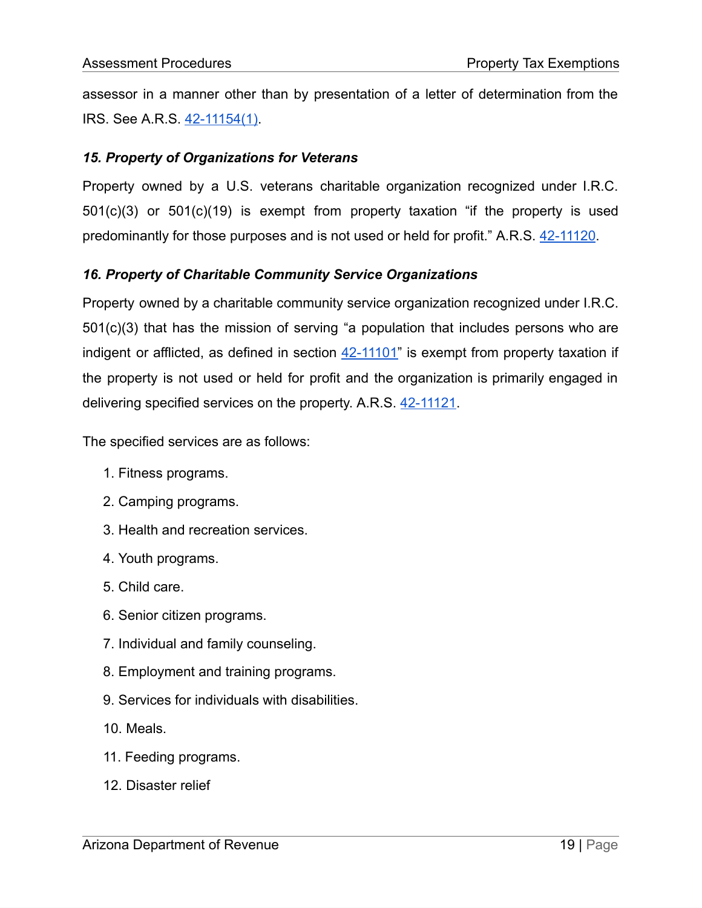assessor in a manner other than by presentation of a letter of determination from the IRS. See A.R.S. [42-11154(1)](#).

### *15. Property of Organizations for Veterans*

Property owned by a U.S. veterans charitable organization recognized under I.R.C. 501(c)(3) or 501(c)(19) is exempt from property taxation "if the property is used predominantly for those purposes and is not used or held for profit." A.R.S. [42-11120](#).

### *16. Property of Charitable Community Service Organizations*

Property owned by a charitable community service organization recognized under I.R.C. 501(c)(3) that has the mission of serving "a population that includes persons who are indigent or afflicted, as defined in section [42-11101](#)" is exempt from property taxation if the property is not used or held for profit and the organization is primarily engaged in delivering specified services on the property. A.R.S. [42-11121](#).

The specified services are as follows:

1. Fitness programs.
2. Camping programs.
3. Health and recreation services.
4. Youth programs.
5. Child care.
6. Senior citizen programs.
7. Individual and family counseling.
8. Employment and training programs.
9. Services for individuals with disabilities.
10. Meals.
11. Feeding programs.
12. Disaster relief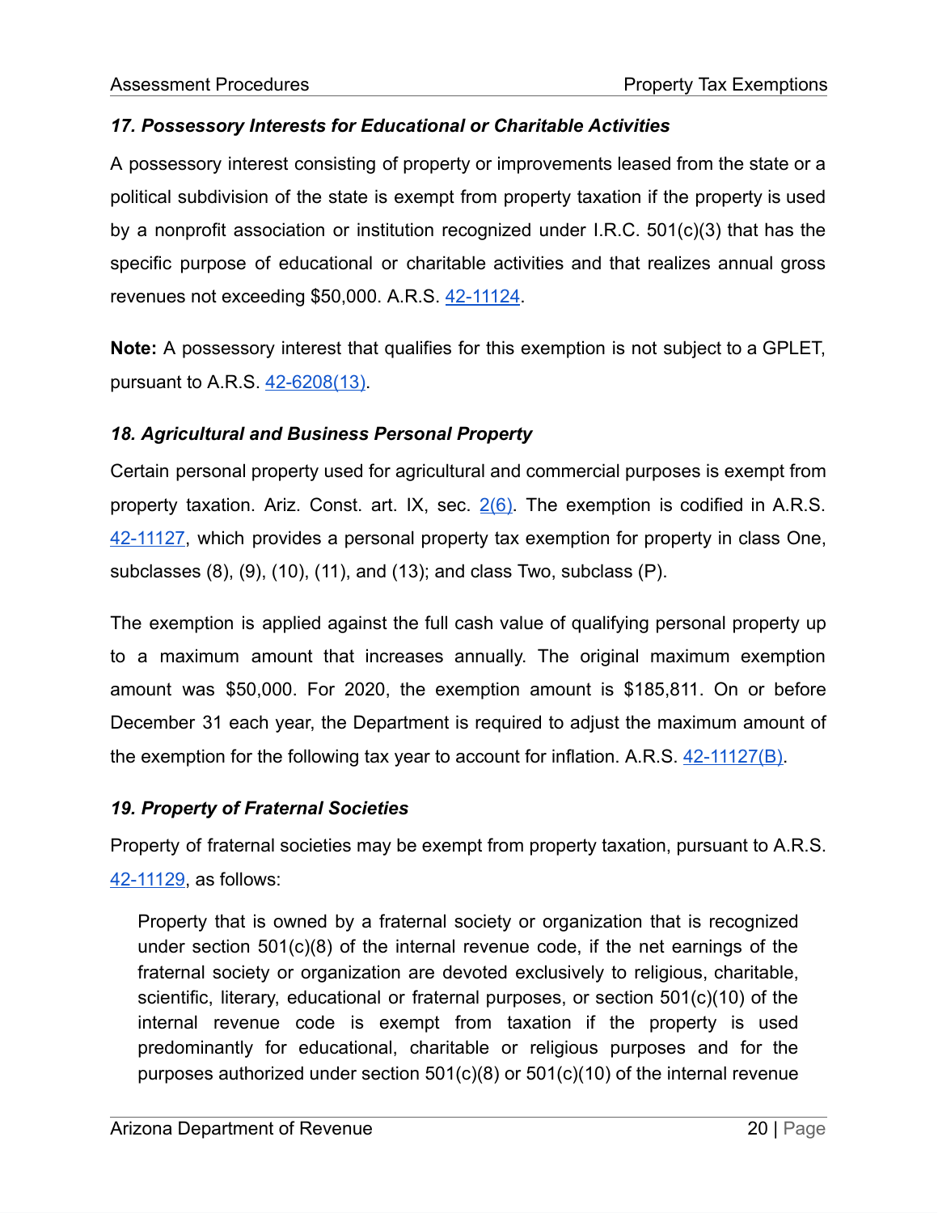### *17. Possessory Interests for Educational or Charitable Activities*

A possessory interest consisting of property or improvements leased from the state or a political subdivision of the state is exempt from property taxation if the property is used by a nonprofit association or institution recognized under I.R.C. 501(c)(3) that has the specific purpose of educational or charitable activities and that realizes annual gross revenues not exceeding $50,000. A.R.S. 42-11124.

**Note:** A possessory interest that qualifies for this exemption is not subject to a GPLET, pursuant to A.R.S. 42-6208(13).

### *18. Agricultural and Business Personal Property*

Certain personal property used for agricultural and commercial purposes is exempt from property taxation. Ariz. Const. art. IX, sec. 2(6). The exemption is codified in A.R.S. 42-11127, which provides a personal property tax exemption for property in class One, subclasses (8), (9), (10), (11), and (13); and class Two, subclass (P).

The exemption is applied against the full cash value of qualifying personal property up to a maximum amount that increases annually. The original maximum exemption amount was $50,000. For 2020, the exemption amount is $185,811. On or before December 31 each year, the Department is required to adjust the maximum amount of the exemption for the following tax year to account for inflation. A.R.S. 42-11127(B).

### *19. Property of Fraternal Societies*

Property of fraternal societies may be exempt from property taxation, pursuant to A.R.S. 42-11129, as follows:

> Property that is owned by a fraternal society or organization that is recognized under section 501(c)(8) of the internal revenue code, if the net earnings of the fraternal society or organization are devoted exclusively to religious, charitable, scientific, literary, educational or fraternal purposes, or section 501(c)(10) of the internal revenue code is exempt from taxation if the property is used predominantly for educational, charitable or religious purposes and for the purposes authorized under section 501(c)(8) or 501(c)(10) of the internal revenue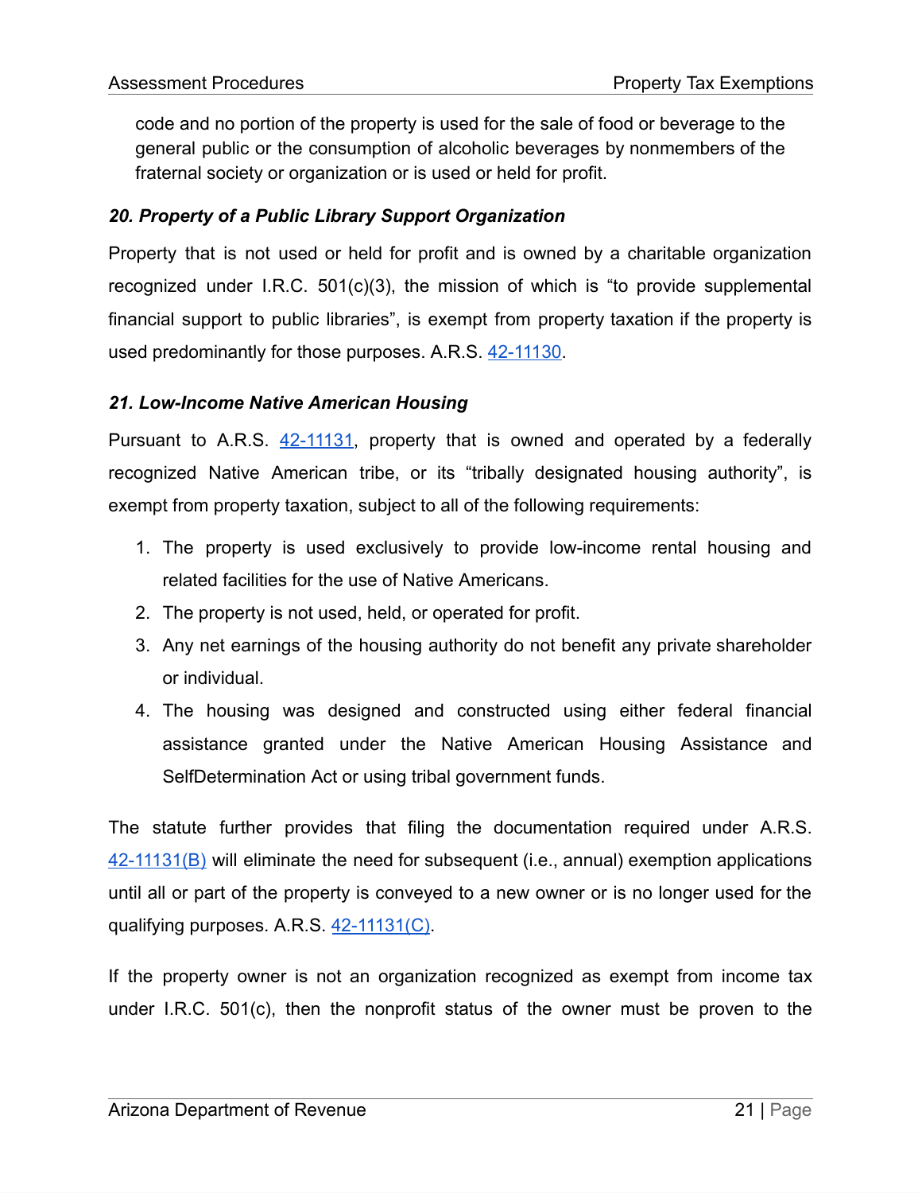code and no portion of the property is used for the sale of food or beverage to the general public or the consumption of alcoholic beverages by nonmembers of the fraternal society or organization or is used or held for profit.

### *20. Property of a Public Library Support Organization*

Property that is not used or held for profit and is owned by a charitable organization recognized under I.R.C. 501(c)(3), the mission of which is "to provide supplemental financial support to public libraries", is exempt from property taxation if the property is used predominantly for those purposes. A.R.S. 42-11130.

### *21. Low-Income Native American Housing*

Pursuant to A.R.S. 42-11131, property that is owned and operated by a federally recognized Native American tribe, or its "tribally designated housing authority", is exempt from property taxation, subject to all of the following requirements:

1. The property is used exclusively to provide low-income rental housing and related facilities for the use of Native Americans.
2. The property is not used, held, or operated for profit.
3. Any net earnings of the housing authority do not benefit any private shareholder or individual.
4. The housing was designed and constructed using either federal financial assistance granted under the Native American Housing Assistance and SelfDetermination Act or using tribal government funds.

The statute further provides that filing the documentation required under A.R.S. 42-11131(B) will eliminate the need for subsequent (i.e., annual) exemption applications until all or part of the property is conveyed to a new owner or is no longer used for the qualifying purposes. A.R.S. 42-11131(C).

If the property owner is not an organization recognized as exempt from income tax under I.R.C. 501(c), then the nonprofit status of the owner must be proven to the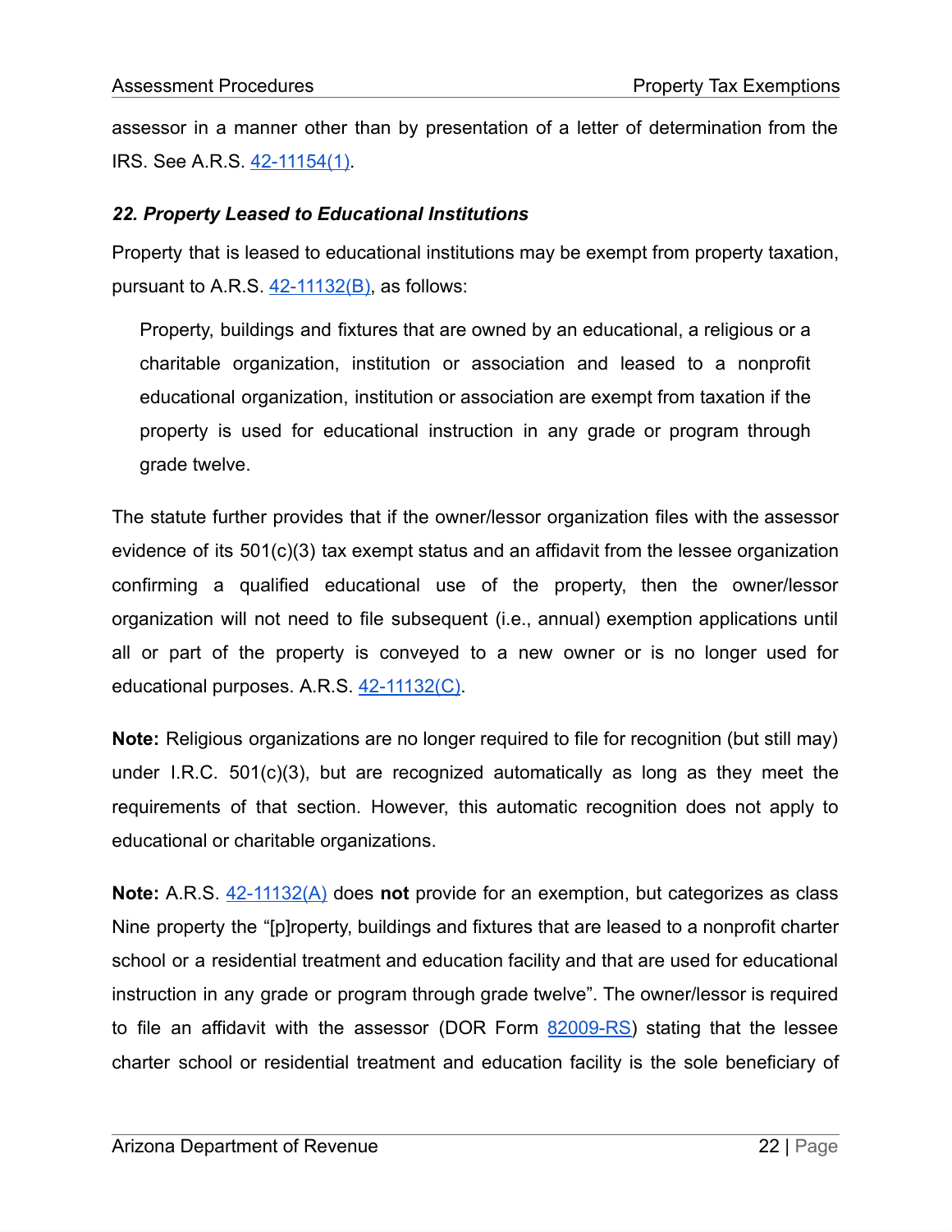assessor in a manner other than by presentation of a letter of determination from the IRS. See A.R.S. 42-11154(1).

### *22. Property Leased to Educational Institutions*

Property that is leased to educational institutions may be exempt from property taxation, pursuant to A.R.S. 42-11132(B), as follows:

> Property, buildings and fixtures that are owned by an educational, a religious or a charitable organization, institution or association and leased to a nonprofit educational organization, institution or association are exempt from taxation if the property is used for educational instruction in any grade or program through grade twelve.

The statute further provides that if the owner/lessor organization files with the assessor evidence of its 501(c)(3) tax exempt status and an affidavit from the lessee organization confirming a qualified educational use of the property, then the owner/lessor organization will not need to file subsequent (i.e., annual) exemption applications until all or part of the property is conveyed to a new owner or is no longer used for educational purposes. A.R.S. 42-11132(C).

**Note:** Religious organizations are no longer required to file for recognition (but still may) under I.R.C. 501(c)(3), but are recognized automatically as long as they meet the requirements of that section. However, this automatic recognition does not apply to educational or charitable organizations.

**Note:** A.R.S. 42-11132(A) does **not** provide for an exemption, but categorizes as class Nine property the "[p]roperty, buildings and fixtures that are leased to a nonprofit charter school or a residential treatment and education facility and that are used for educational instruction in any grade or program through grade twelve". The owner/lessor is required to file an affidavit with the assessor (DOR Form 82009-RS) stating that the lessee charter school or residential treatment and education facility is the sole beneficiary of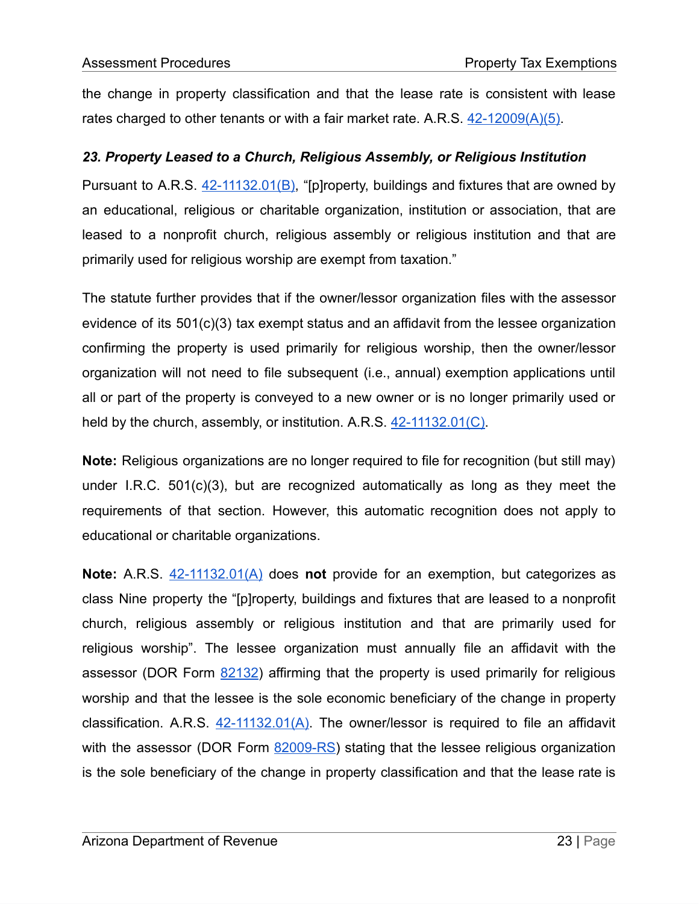the change in property classification and that the lease rate is consistent with lease rates charged to other tenants or with a fair market rate. A.R.S. [42-12009(A)(5)](#).

### *23. Property Leased to a Church, Religious Assembly, or Religious Institution*

Pursuant to A.R.S. [42-11132.01(B)](#), "[p]roperty, buildings and fixtures that are owned by an educational, religious or charitable organization, institution or association, that are leased to a nonprofit church, religious assembly or religious institution and that are primarily used for religious worship are exempt from taxation."

The statute further provides that if the owner/lessor organization files with the assessor evidence of its 501(c)(3) tax exempt status and an affidavit from the lessee organization confirming the property is used primarily for religious worship, then the owner/lessor organization will not need to file subsequent (i.e., annual) exemption applications until all or part of the property is conveyed to a new owner or is no longer primarily used or held by the church, assembly, or institution. A.R.S. [42-11132.01(C)](#).

**Note:** Religious organizations are no longer required to file for recognition (but still may) under I.R.C. 501(c)(3), but are recognized automatically as long as they meet the requirements of that section. However, this automatic recognition does not apply to educational or charitable organizations.

**Note:** A.R.S. [42-11132.01(A)](#) does **not** provide for an exemption, but categorizes as class Nine property the "[p]roperty, buildings and fixtures that are leased to a nonprofit church, religious assembly or religious institution and that are primarily used for religious worship". The lessee organization must annually file an affidavit with the assessor (DOR Form [82132](#)) affirming that the property is used primarily for religious worship and that the lessee is the sole economic beneficiary of the change in property classification. A.R.S. [42-11132.01(A)](#). The owner/lessor is required to file an affidavit with the assessor (DOR Form [82009-RS](#)) stating that the lessee religious organization is the sole beneficiary of the change in property classification and that the lease rate is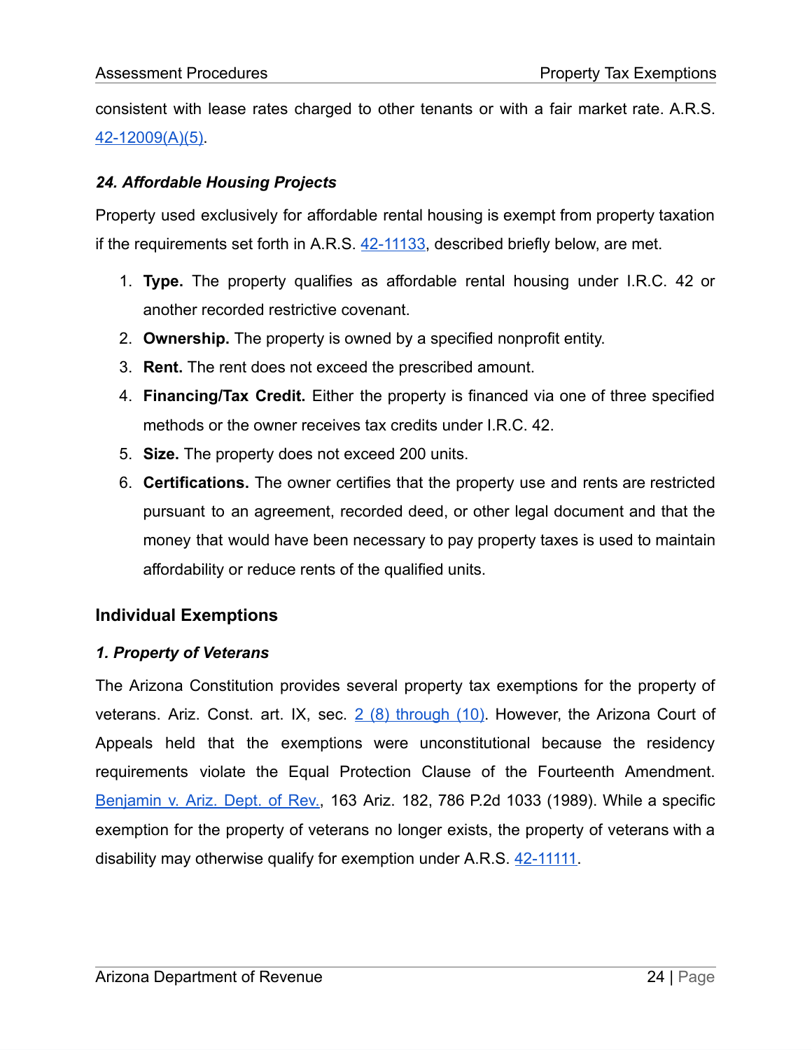consistent with lease rates charged to other tenants or with a fair market rate. A.R.S. [42-12009(A)(5)](#).

### *24. Affordable Housing Projects*

Property used exclusively for affordable rental housing is exempt from property taxation if the requirements set forth in A.R.S. [42-11133](#), described briefly below, are met.

1. **Type.** The property qualifies as affordable rental housing under I.R.C. 42 or another recorded restrictive covenant.
2. **Ownership.** The property is owned by a specified nonprofit entity.
3. **Rent.** The rent does not exceed the prescribed amount.
4. **Financing/Tax Credit.** Either the property is financed via one of three specified methods or the owner receives tax credits under I.R.C. 42.
5. **Size.** The property does not exceed 200 units.
6. **Certifications.** The owner certifies that the property use and rents are restricted pursuant to an agreement, recorded deed, or other legal document and that the money that would have been necessary to pay property taxes is used to maintain affordability or reduce rents of the qualified units.

## Individual Exemptions

### *1. Property of Veterans*

The Arizona Constitution provides several property tax exemptions for the property of veterans. Ariz. Const. art. IX, sec. [2 (8) through (10)](#). However, the Arizona Court of Appeals held that the exemptions were unconstitutional because the residency requirements violate the Equal Protection Clause of the Fourteenth Amendment. [Benjamin v. Ariz. Dept. of Rev.](#), 163 Ariz. 182, 786 P.2d 1033 (1989). While a specific exemption for the property of veterans no longer exists, the property of veterans with a disability may otherwise qualify for exemption under A.R.S. [42-11111](#).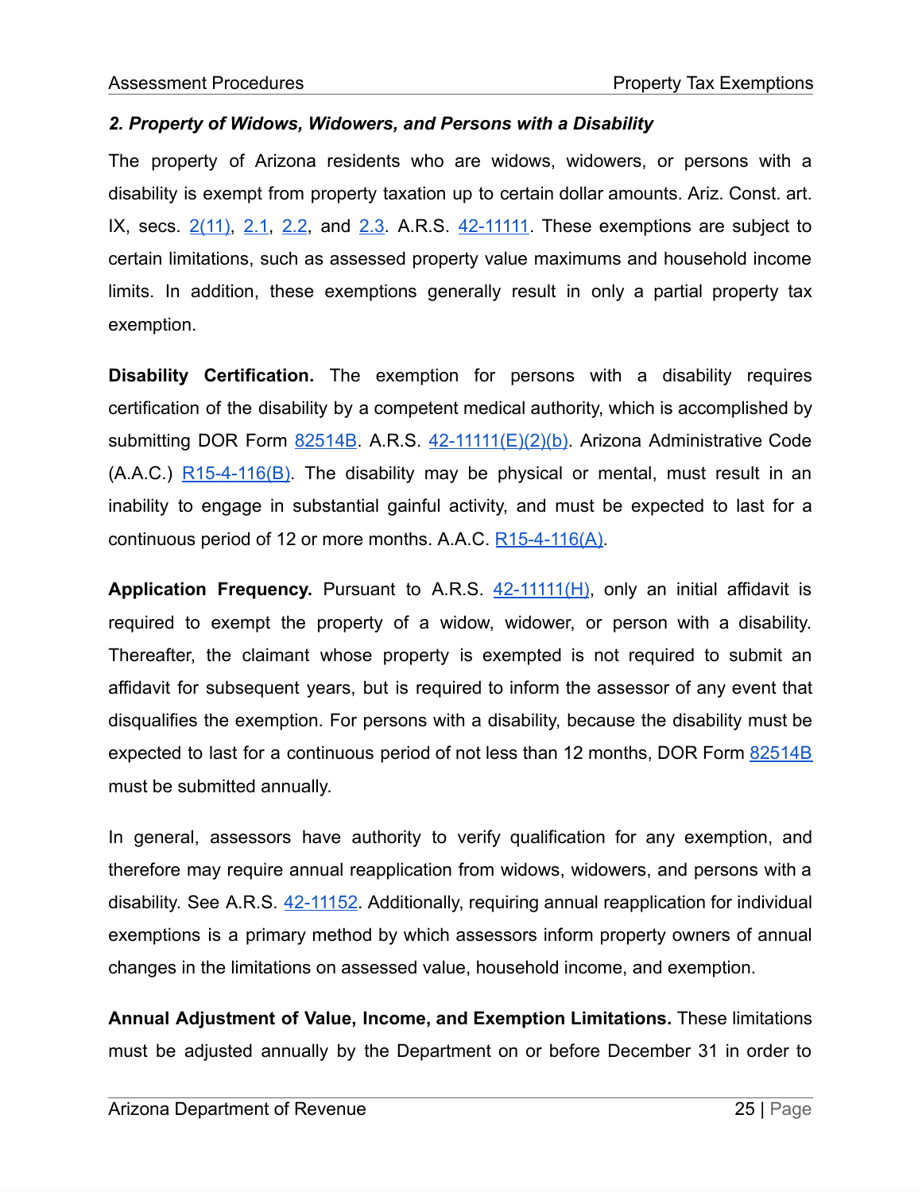### *2. Property of Widows, Widowers, and Persons with a Disability*

The property of Arizona residents who are widows, widowers, or persons with a disability is exempt from property taxation up to certain dollar amounts. Ariz. Const. art. IX, secs. 2(11), 2.1, 2.2, and 2.3. A.R.S. 42-11111. These exemptions are subject to certain limitations, such as assessed property value maximums and household income limits. In addition, these exemptions generally result in only a partial property tax exemption.

**Disability Certification.** The exemption for persons with a disability requires certification of the disability by a competent medical authority, which is accomplished by submitting DOR Form 82514B. A.R.S. 42-11111(E)(2)(b). Arizona Administrative Code (A.A.C.) R15-4-116(B). The disability may be physical or mental, must result in an inability to engage in substantial gainful activity, and must be expected to last for a continuous period of 12 or more months. A.A.C. R15-4-116(A).

**Application Frequency.** Pursuant to A.R.S. 42-11111(H), only an initial affidavit is required to exempt the property of a widow, widower, or person with a disability. Thereafter, the claimant whose property is exempted is not required to submit an affidavit for subsequent years, but is required to inform the assessor of any event that disqualifies the exemption. For persons with a disability, because the disability must be expected to last for a continuous period of not less than 12 months, DOR Form 82514B must be submitted annually.

In general, assessors have authority to verify qualification for any exemption, and therefore may require annual reapplication from widows, widowers, and persons with a disability. See A.R.S. 42-11152. Additionally, requiring annual reapplication for individual exemptions is a primary method by which assessors inform property owners of annual changes in the limitations on assessed value, household income, and exemption.

**Annual Adjustment of Value, Income, and Exemption Limitations.** These limitations must be adjusted annually by the Department on or before December 31 in order to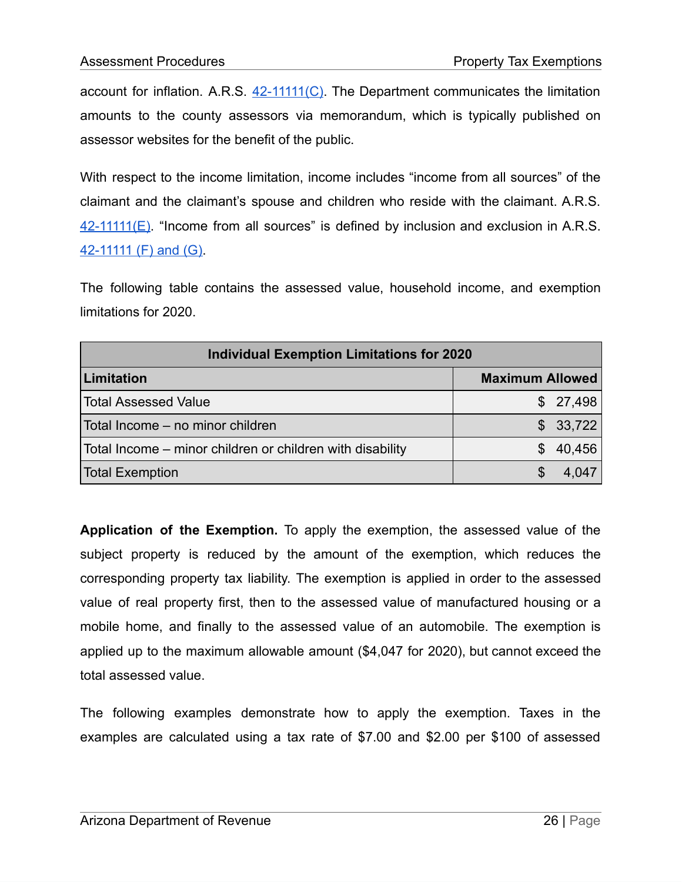account for inflation. A.R.S. [42-11111(C)](). The Department communicates the limitation amounts to the county assessors via memorandum, which is typically published on assessor websites for the benefit of the public.

With respect to the income limitation, income includes "income from all sources" of the claimant and the claimant's spouse and children who reside with the claimant. A.R.S. 42-11111(E). "Income from all sources" is defined by inclusion and exclusion in A.R.S. 42-11111 (F) and (G).

The following table contains the assessed value, household income, and exemption limitations for 2020.

| Individual Exemption Limitations for 2020 | |
|---|---|
| **Limitation** | **Maximum Allowed** |
| Total Assessed Value | $ 27,498 |
| Total Income – no minor children | $ 33,722 |
| Total Income – minor children or children with disability | $ 40,456 |
| Total Exemption | $ 4,047 |

**Application of the Exemption.** To apply the exemption, the assessed value of the subject property is reduced by the amount of the exemption, which reduces the corresponding property tax liability. The exemption is applied in order to the assessed value of real property first, then to the assessed value of manufactured housing or a mobile home, and finally to the assessed value of an automobile. The exemption is applied up to the maximum allowable amount ($4,047 for 2020), but cannot exceed the total assessed value.

The following examples demonstrate how to apply the exemption. Taxes in the examples are calculated using a tax rate of $7.00 and $2.00 per $100 of assessed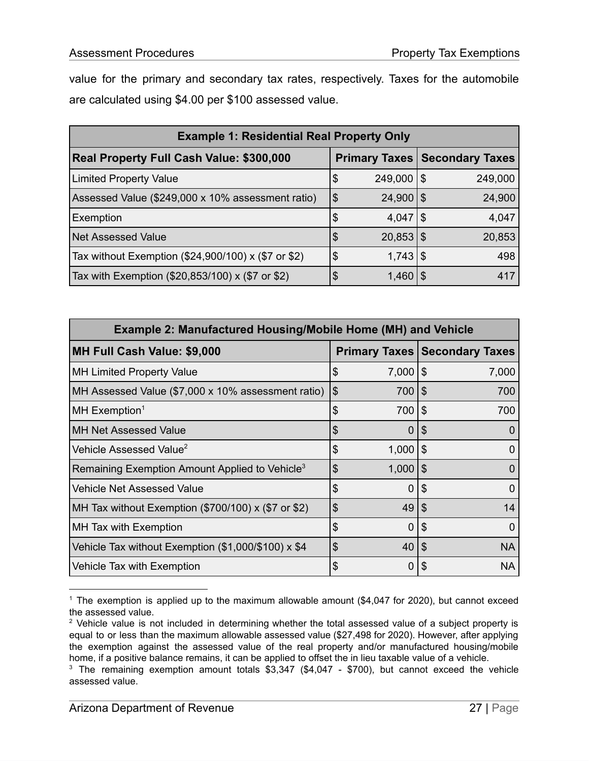value for the primary and secondary tax rates, respectively. Taxes for the automobile are calculated using $4.00 per $100 assessed value.

| Example 1: Residential Real Property Only | | |
|---|---|---|
| **Real Property Full Cash Value: $300,000** | **Primary Taxes** | **Secondary Taxes** |
| Limited Property Value | $ 249,000 | $ 249,000 |
| Assessed Value ($249,000 x 10% assessment ratio) | $ 24,900 | $ 24,900 |
| Exemption | $ 4,047 | $ 4,047 |
| Net Assessed Value | $ 20,853 | $ 20,853 |
| Tax without Exemption ($24,900/100) x ($7 or $2) | $ 1,743 | $ 498 |
| Tax with Exemption ($20,853/100) x ($7 or $2) | $ 1,460 | $ 417 |

| Example 2: Manufactured Housing/Mobile Home (MH) and Vehicle | | |
|---|---|---|
| **MH Full Cash Value: $9,000** | **Primary Taxes** | **Secondary Taxes** |
| MH Limited Property Value | $ 7,000 | $ 7,000 |
| MH Assessed Value ($7,000 x 10% assessment ratio) | $ 700 | $ 700 |
| MH Exemption[1] | $ 700 | $ 700 |
| MH Net Assessed Value | $ 0 | $ 0 |
| Vehicle Assessed Value[2] | $ 1,000 | $ 0 |
| Remaining Exemption Amount Applied to Vehicle[3] | $ 1,000 | $ 0 |
| Vehicle Net Assessed Value | $ 0 | $ 0 |
| MH Tax without Exemption ($700/100) x ($7 or $2) | $ 49 | $ 14 |
| MH Tax with Exemption | $ 0 | $ 0 |
| Vehicle Tax without Exemption ($1,000/$100) x $4 | $ 40 | $ NA |
| Vehicle Tax with Exemption | $ 0 | $ NA |

[1] The exemption is applied up to the maximum allowable amount ($4,047 for 2020), but cannot exceed the assessed value.

[2] Vehicle value is not included in determining whether the total assessed value of a subject property is equal to or less than the maximum allowable assessed value ($27,498 for 2020). However, after applying the exemption against the assessed value of the real property and/or manufactured housing/mobile home, if a positive balance remains, it can be applied to offset the in lieu taxable value of a vehicle.

[3] The remaining exemption amount totals $3,347 ($4,047 - $700), but cannot exceed the vehicle assessed value.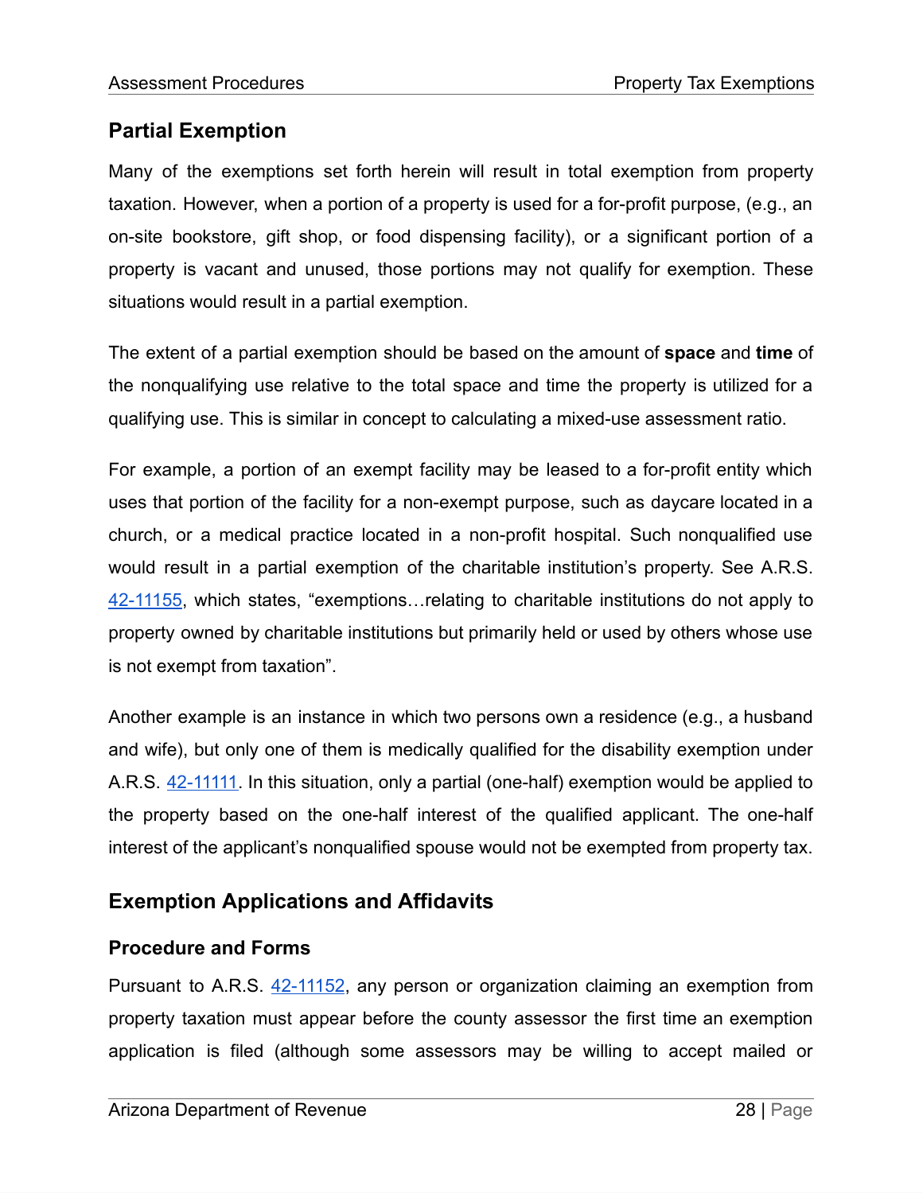## Partial Exemption

Many of the exemptions set forth herein will result in total exemption from property taxation. However, when a portion of a property is used for a for-profit purpose, (e.g., an on-site bookstore, gift shop, or food dispensing facility), or a significant portion of a property is vacant and unused, those portions may not qualify for exemption. These situations would result in a partial exemption.

The extent of a partial exemption should be based on the amount of **space** and **time** of the nonqualifying use relative to the total space and time the property is utilized for a qualifying use. This is similar in concept to calculating a mixed-use assessment ratio.

For example, a portion of an exempt facility may be leased to a for-profit entity which uses that portion of the facility for a non-exempt purpose, such as daycare located in a church, or a medical practice located in a non-profit hospital. Such nonqualified use would result in a partial exemption of the charitable institution's property. See A.R.S. 42-11155, which states, "exemptions…relating to charitable institutions do not apply to property owned by charitable institutions but primarily held or used by others whose use is not exempt from taxation".

Another example is an instance in which two persons own a residence (e.g., a husband and wife), but only one of them is medically qualified for the disability exemption under A.R.S. 42-11111. In this situation, only a partial (one-half) exemption would be applied to the property based on the one-half interest of the qualified applicant. The one-half interest of the applicant's nonqualified spouse would not be exempted from property tax.

## Exemption Applications and Affidavits

### Procedure and Forms

Pursuant to A.R.S. 42-11152, any person or organization claiming an exemption from property taxation must appear before the county assessor the first time an exemption application is filed (although some assessors may be willing to accept mailed or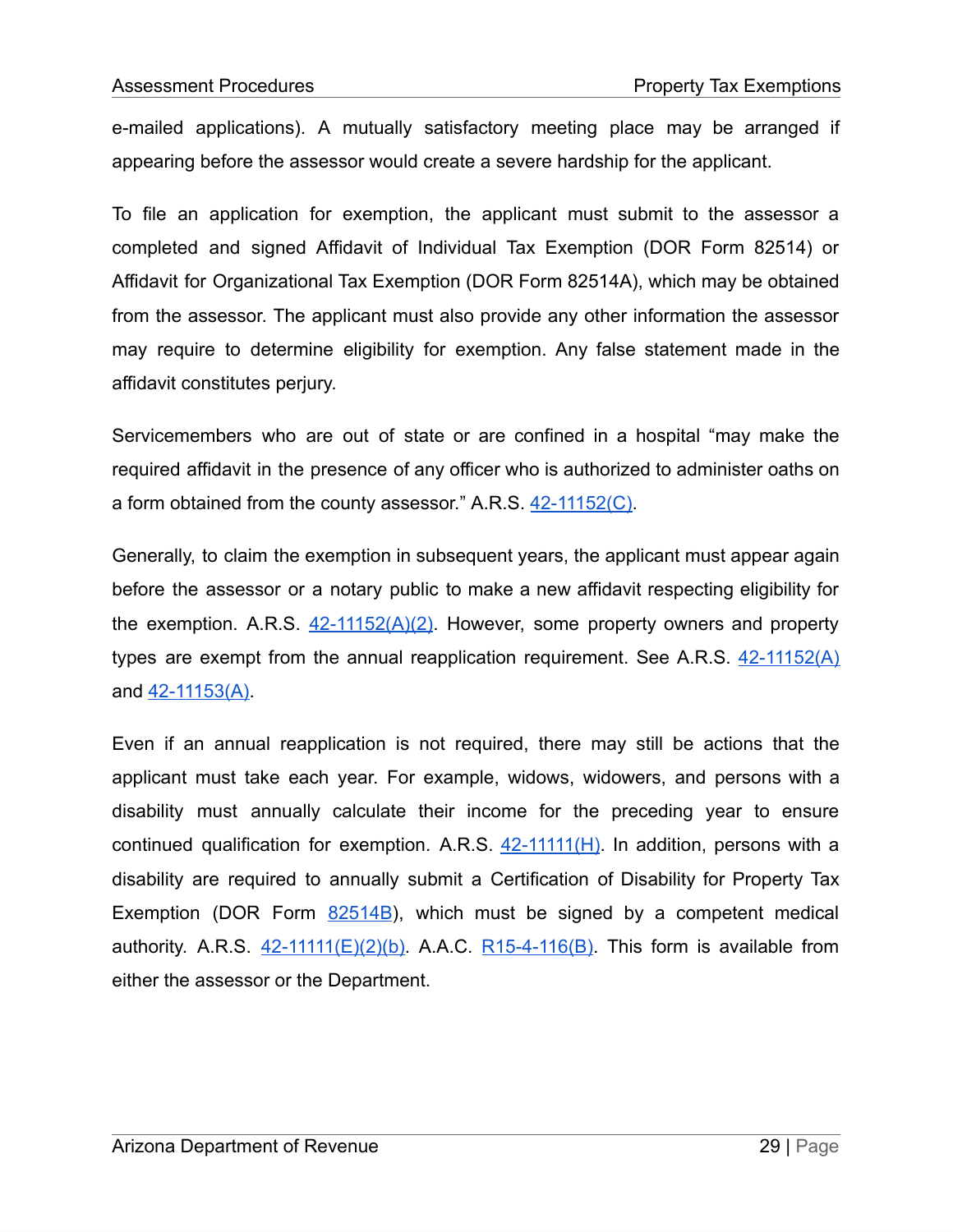e-mailed applications). A mutually satisfactory meeting place may be arranged if appearing before the assessor would create a severe hardship for the applicant.

To file an application for exemption, the applicant must submit to the assessor a completed and signed Affidavit of Individual Tax Exemption (DOR Form 82514) or Affidavit for Organizational Tax Exemption (DOR Form 82514A), which may be obtained from the assessor. The applicant must also provide any other information the assessor may require to determine eligibility for exemption. Any false statement made in the affidavit constitutes perjury.

Servicemembers who are out of state or are confined in a hospital "may make the required affidavit in the presence of any officer who is authorized to administer oaths on a form obtained from the county assessor." A.R.S. 42-11152(C).

Generally, to claim the exemption in subsequent years, the applicant must appear again before the assessor or a notary public to make a new affidavit respecting eligibility for the exemption. A.R.S. 42-11152(A)(2). However, some property owners and property types are exempt from the annual reapplication requirement. See A.R.S. 42-11152(A) and 42-11153(A).

Even if an annual reapplication is not required, there may still be actions that the applicant must take each year. For example, widows, widowers, and persons with a disability must annually calculate their income for the preceding year to ensure continued qualification for exemption. A.R.S. 42-11111(H). In addition, persons with a disability are required to annually submit a Certification of Disability for Property Tax Exemption (DOR Form 82514B), which must be signed by a competent medical authority. A.R.S. 42-11111(E)(2)(b). A.A.C. R15-4-116(B). This form is available from either the assessor or the Department.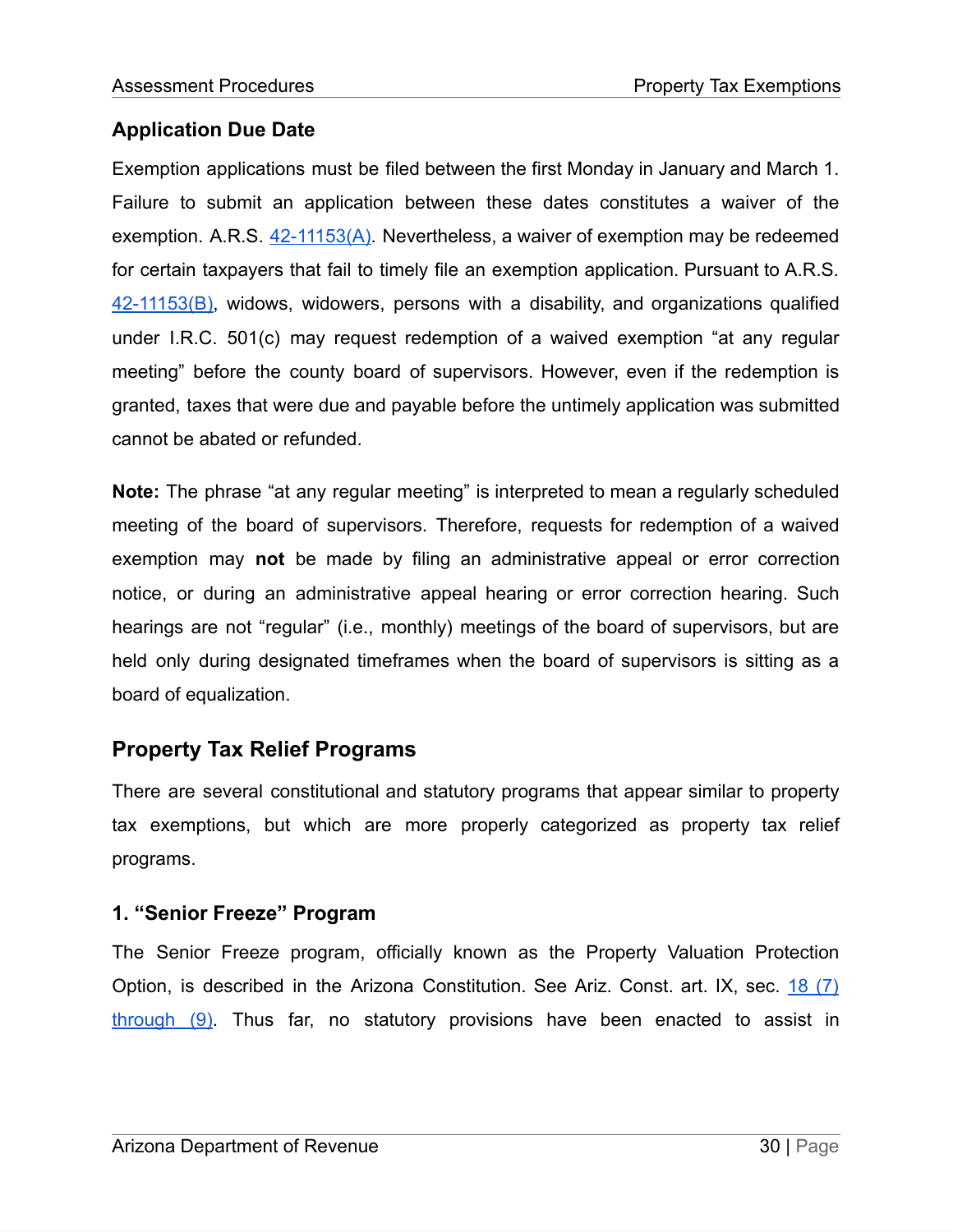## Application Due Date

Exemption applications must be filed between the first Monday in January and March 1. Failure to submit an application between these dates constitutes a waiver of the exemption. A.R.S. 42-11153(A). Nevertheless, a waiver of exemption may be redeemed for certain taxpayers that fail to timely file an exemption application. Pursuant to A.R.S. 42-11153(B), widows, widowers, persons with a disability, and organizations qualified under I.R.C. 501(c) may request redemption of a waived exemption "at any regular meeting" before the county board of supervisors. However, even if the redemption is granted, taxes that were due and payable before the untimely application was submitted cannot be abated or refunded.

**Note:** The phrase "at any regular meeting" is interpreted to mean a regularly scheduled meeting of the board of supervisors. Therefore, requests for redemption of a waived exemption may **not** be made by filing an administrative appeal or error correction notice, or during an administrative appeal hearing or error correction hearing. Such hearings are not "regular" (i.e., monthly) meetings of the board of supervisors, but are held only during designated timeframes when the board of supervisors is sitting as a board of equalization.

## Property Tax Relief Programs

There are several constitutional and statutory programs that appear similar to property tax exemptions, but which are more properly categorized as property tax relief programs.

### 1. "Senior Freeze" Program

The Senior Freeze program, officially known as the Property Valuation Protection Option, is described in the Arizona Constitution. See Ariz. Const. art. IX, sec. 18 (7) through (9). Thus far, no statutory provisions have been enacted to assist in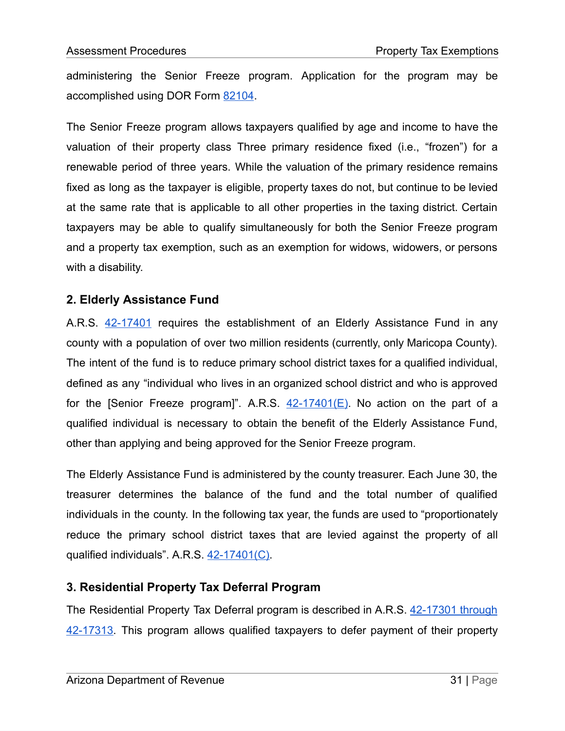administering the Senior Freeze program. Application for the program may be accomplished using DOR Form [82104](82104).

The Senior Freeze program allows taxpayers qualified by age and income to have the valuation of their property class Three primary residence fixed (i.e., "frozen") for a renewable period of three years. While the valuation of the primary residence remains fixed as long as the taxpayer is eligible, property taxes do not, but continue to be levied at the same rate that is applicable to all other properties in the taxing district. Certain taxpayers may be able to qualify simultaneously for both the Senior Freeze program and a property tax exemption, such as an exemption for widows, widowers, or persons with a disability.

### 2. Elderly Assistance Fund

A.R.S. 42-17401 requires the establishment of an Elderly Assistance Fund in any county with a population of over two million residents (currently, only Maricopa County). The intent of the fund is to reduce primary school district taxes for a qualified individual, defined as any "individual who lives in an organized school district and who is approved for the [Senior Freeze program]". A.R.S. 42-17401(E). No action on the part of a qualified individual is necessary to obtain the benefit of the Elderly Assistance Fund, other than applying and being approved for the Senior Freeze program.

The Elderly Assistance Fund is administered by the county treasurer. Each June 30, the treasurer determines the balance of the fund and the total number of qualified individuals in the county. In the following tax year, the funds are used to "proportionately reduce the primary school district taxes that are levied against the property of all qualified individuals". A.R.S. 42-17401(C).

### 3. Residential Property Tax Deferral Program

The Residential Property Tax Deferral program is described in A.R.S. 42-17301 through 42-17313. This program allows qualified taxpayers to defer payment of their property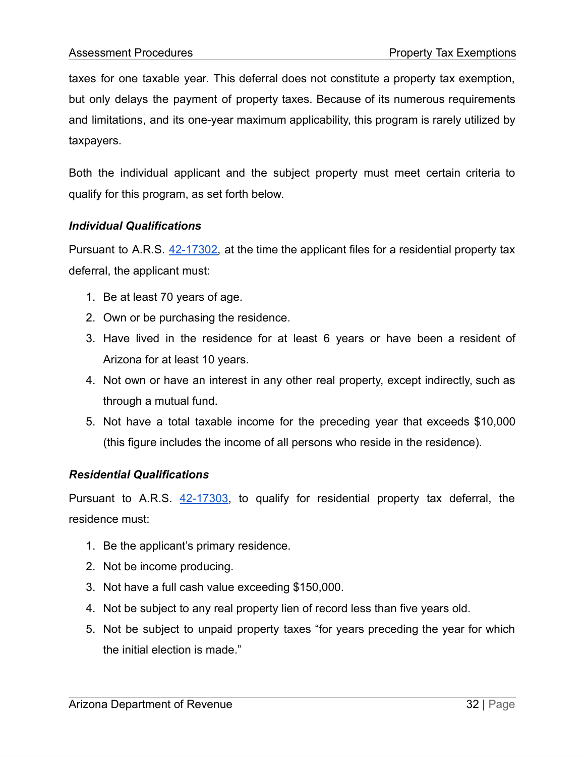taxes for one taxable year. This deferral does not constitute a property tax exemption, but only delays the payment of property taxes. Because of its numerous requirements and limitations, and its one-year maximum applicability, this program is rarely utilized by taxpayers.

Both the individual applicant and the subject property must meet certain criteria to qualify for this program, as set forth below.

#### ***Individual Qualifications***

Pursuant to A.R.S. 42-17302, at the time the applicant files for a residential property tax deferral, the applicant must:

1. Be at least 70 years of age.
2. Own or be purchasing the residence.
3. Have lived in the residence for at least 6 years or have been a resident of Arizona for at least 10 years.
4. Not own or have an interest in any other real property, except indirectly, such as through a mutual fund.
5. Not have a total taxable income for the preceding year that exceeds $10,000 (this figure includes the income of all persons who reside in the residence).

#### ***Residential Qualifications***

Pursuant to A.R.S. 42-17303, to qualify for residential property tax deferral, the residence must:

1. Be the applicant's primary residence.
2. Not be income producing.
3. Not have a full cash value exceeding $150,000.
4. Not be subject to any real property lien of record less than five years old.
5. Not be subject to unpaid property taxes "for years preceding the year for which the initial election is made."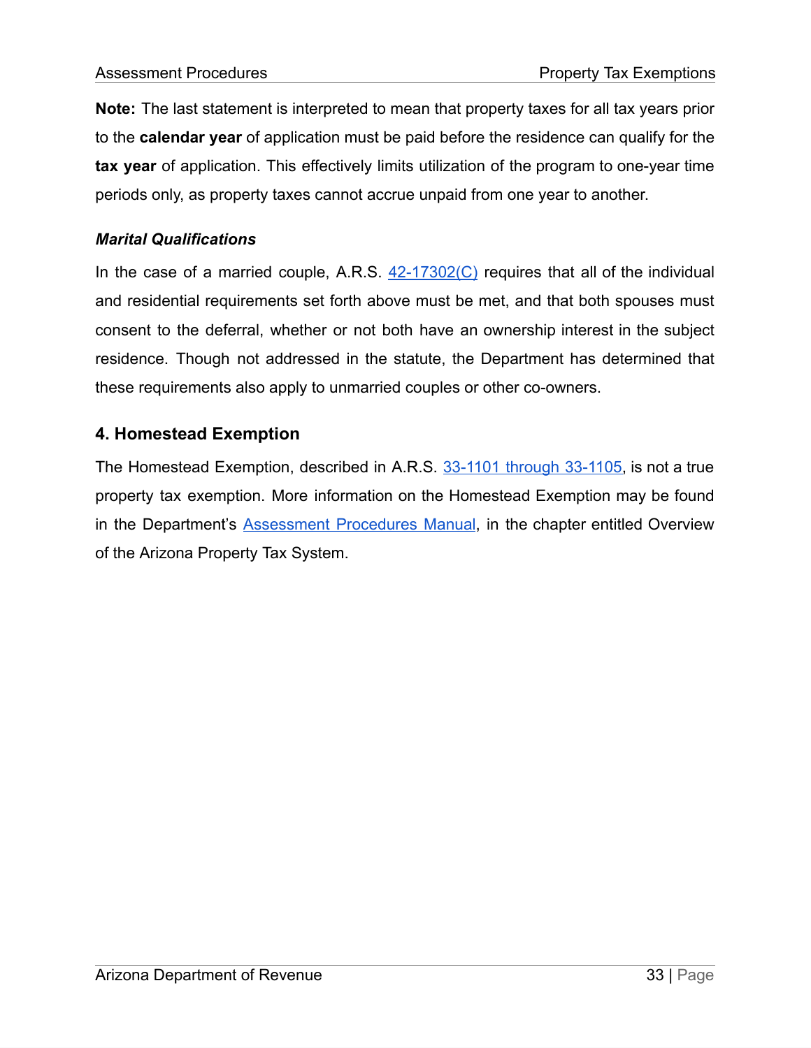**Note:** The last statement is interpreted to mean that property taxes for all tax years prior to the **calendar year** of application must be paid before the residence can qualify for the **tax year** of application. This effectively limits utilization of the program to one-year time periods only, as property taxes cannot accrue unpaid from one year to another.

### *Marital Qualifications*

In the case of a married couple, A.R.S. 42-17302(C) requires that all of the individual and residential requirements set forth above must be met, and that both spouses must consent to the deferral, whether or not both have an ownership interest in the subject residence. Though not addressed in the statute, the Department has determined that these requirements also apply to unmarried couples or other co-owners.

## 4. Homestead Exemption

The Homestead Exemption, described in A.R.S. 33-1101 through 33-1105, is not a true property tax exemption. More information on the Homestead Exemption may be found in the Department's Assessment Procedures Manual, in the chapter entitled Overview of the Arizona Property Tax System.